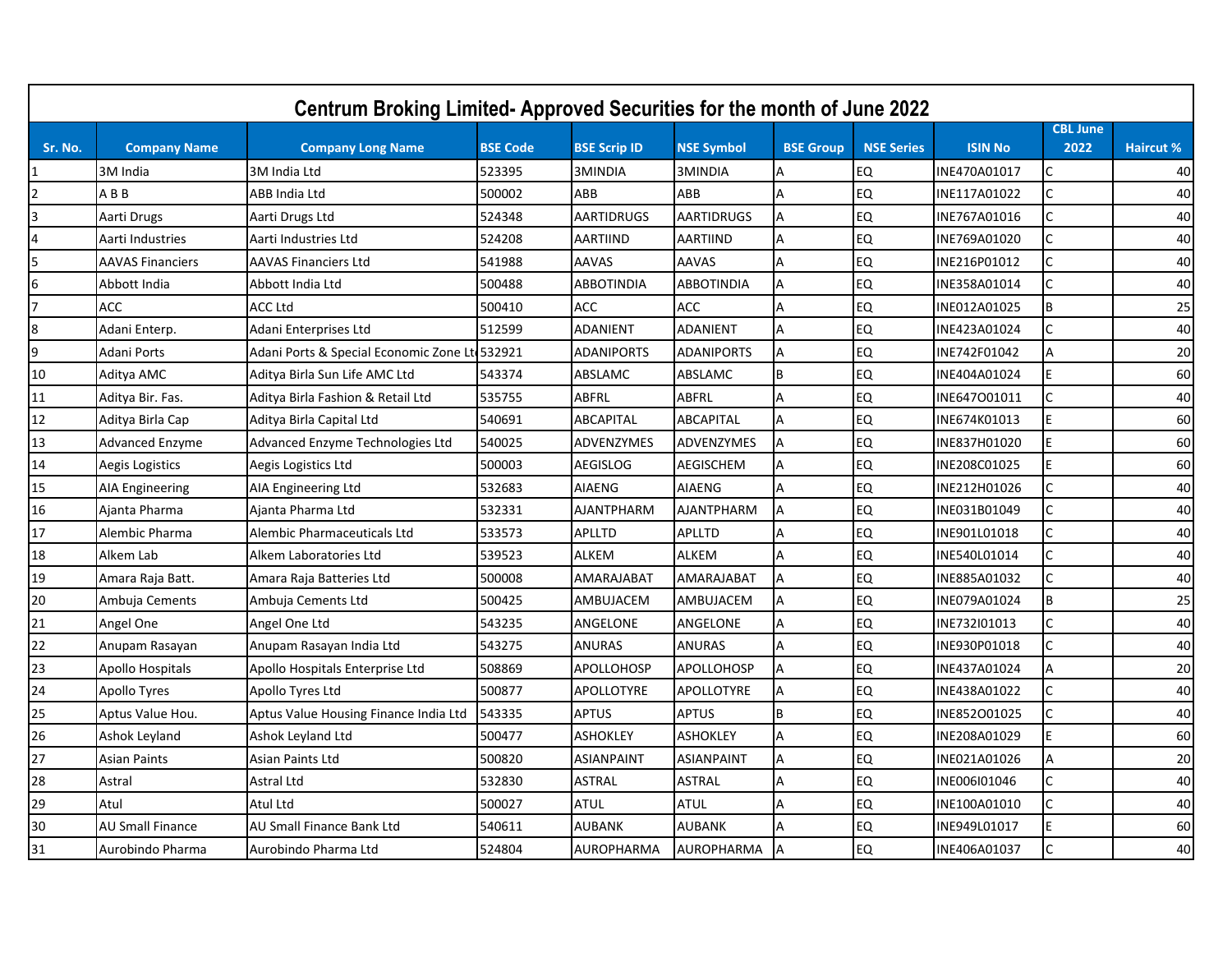# Centrum Broking Limited- Approved Securities for the month of June 2022

| Sr. No. | Company Name | Company Long Name | BSE Code | BSE Scrip ID | NSE Symbol | BSE Group | NSE Series | ISIN No | CBL June 2022 | Haircut % |
|---|---|---|---|---|---|---|---|---|---|---|
| 1 | 3M India | 3M India Ltd | 523395 | 3MINDIA | 3MINDIA | A | EQ | INE470A01017 | C | 40 |
| 2 | A B B | ABB India Ltd | 500002 | ABB | ABB | A | EQ | INE117A01022 | C | 40 |
| 3 | Aarti Drugs | Aarti Drugs Ltd | 524348 | AARTIDRUGS | AARTIDRUGS | A | EQ | INE767A01016 | C | 40 |
| 4 | Aarti Industries | Aarti Industries Ltd | 524208 | AARTIIND | AARTIIND | A | EQ | INE769A01020 | C | 40 |
| 5 | AAVAS Financiers | AAVAS Financiers Ltd | 541988 | AAVAS | AAVAS | A | EQ | INE216P01012 | C | 40 |
| 6 | Abbott India | Abbott India Ltd | 500488 | ABBOTINDIA | ABBOTINDIA | A | EQ | INE358A01014 | C | 40 |
| 7 | ACC | ACC Ltd | 500410 | ACC | ACC | A | EQ | INE012A01025 | B | 25 |
| 8 | Adani Enterp. | Adani Enterprises Ltd | 512599 | ADANIENT | ADANIENT | A | EQ | INE423A01024 | C | 40 |
| 9 | Adani Ports | Adani Ports & Special Economic Zone Ltd | 532921 | ADANIPORTS | ADANIPORTS | A | EQ | INE742F01042 | A | 20 |
| 10 | Aditya AMC | Aditya Birla Sun Life AMC Ltd | 543374 | ABSLAMC | ABSLAMC | B | EQ | INE404A01024 | E | 60 |
| 11 | Aditya Bir. Fas. | Aditya Birla Fashion & Retail Ltd | 535755 | ABFRL | ABFRL | A | EQ | INE647O01011 | C | 40 |
| 12 | Aditya Birla Cap | Aditya Birla Capital Ltd | 540691 | ABCAPITAL | ABCAPITAL | A | EQ | INE674K01013 | E | 60 |
| 13 | Advanced Enzyme | Advanced Enzyme Technologies Ltd | 540025 | ADVENZYMES | ADVENZYMES | A | EQ | INE837H01020 | E | 60 |
| 14 | Aegis Logistics | Aegis Logistics Ltd | 500003 | AEGISLOG | AEGISCHEM | A | EQ | INE208C01025 | E | 60 |
| 15 | AIA Engineering | AIA Engineering Ltd | 532683 | AIAENG | AIAENG | A | EQ | INE212H01026 | C | 40 |
| 16 | Ajanta Pharma | Ajanta Pharma Ltd | 532331 | AJANTPHARM | AJANTPHARM | A | EQ | INE031B01049 | C | 40 |
| 17 | Alembic Pharma | Alembic Pharmaceuticals Ltd | 533573 | APLLTD | APLLTD | A | EQ | INE901L01018 | C | 40 |
| 18 | Alkem Lab | Alkem Laboratories Ltd | 539523 | ALKEM | ALKEM | A | EQ | INE540L01014 | C | 40 |
| 19 | Amara Raja Batt. | Amara Raja Batteries Ltd | 500008 | AMARAJABAT | AMARAJABAT | A | EQ | INE885A01032 | C | 40 |
| 20 | Ambuja Cements | Ambuja Cements Ltd | 500425 | AMBUJACEM | AMBUJACEM | A | EQ | INE079A01024 | B | 25 |
| 21 | Angel One | Angel One Ltd | 543235 | ANGELONE | ANGELONE | A | EQ | INE732I01013 | C | 40 |
| 22 | Anupam Rasayan | Anupam Rasayan India Ltd | 543275 | ANURAS | ANURAS | A | EQ | INE930P01018 | C | 40 |
| 23 | Apollo Hospitals | Apollo Hospitals Enterprise Ltd | 508869 | APOLLOHOSP | APOLLOHOSP | A | EQ | INE437A01024 | A | 20 |
| 24 | Apollo Tyres | Apollo Tyres Ltd | 500877 | APOLLOTYRE | APOLLOTYRE | A | EQ | INE438A01022 | C | 40 |
| 25 | Aptus Value Hou. | Aptus Value Housing Finance India Ltd | 543335 | APTUS | APTUS | B | EQ | INE852O01025 | C | 40 |
| 26 | Ashok Leyland | Ashok Leyland Ltd | 500477 | ASHOKLEY | ASHOKLEY | A | EQ | INE208A01029 | E | 60 |
| 27 | Asian Paints | Asian Paints Ltd | 500820 | ASIANPAINT | ASIANPAINT | A | EQ | INE021A01026 | A | 20 |
| 28 | Astral | Astral Ltd | 532830 | ASTRAL | ASTRAL | A | EQ | INE006I01046 | C | 40 |
| 29 | Atul | Atul Ltd | 500027 | ATUL | ATUL | A | EQ | INE100A01010 | C | 40 |
| 30 | AU Small Finance | AU Small Finance Bank Ltd | 540611 | AUBANK | AUBANK | A | EQ | INE949L01017 | E | 60 |
| 31 | Aurobindo Pharma | Aurobindo Pharma Ltd | 524804 | AUROPHARMA | AUROPHARMA | A | EQ | INE406A01037 | C | 40 |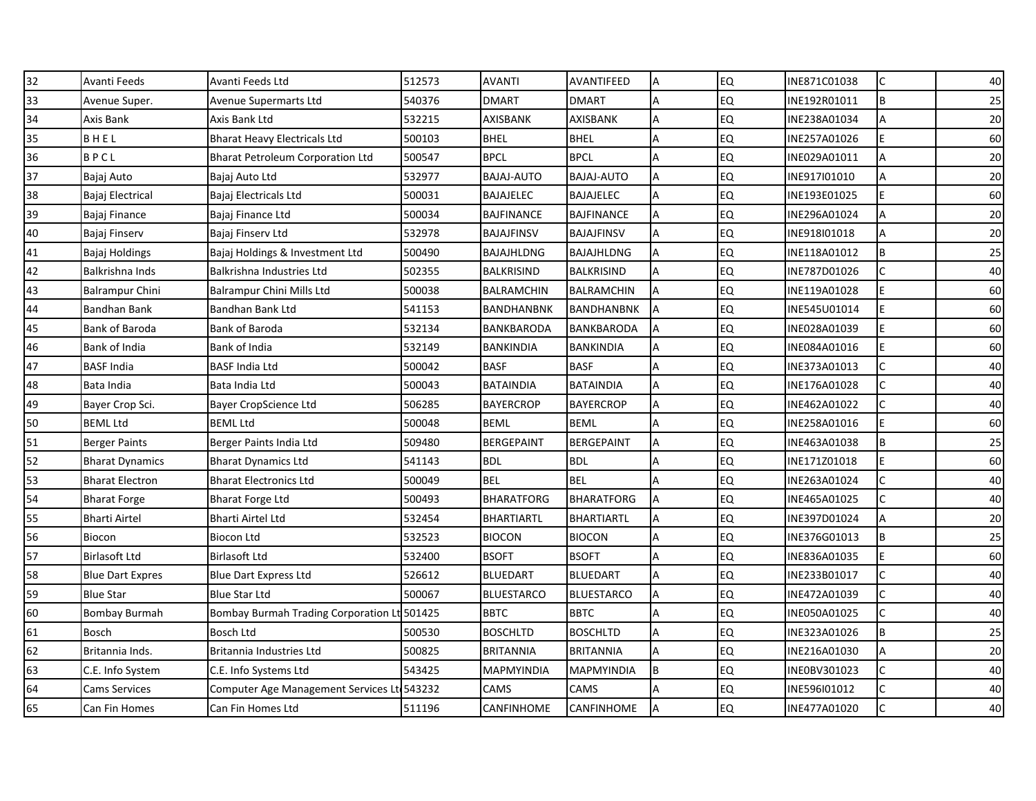| | | | | | | | | | | |
|---|---|---|---|---|---|---|---|---|---|---|
| 32 | Avanti Feeds | Avanti Feeds Ltd | 512573 | AVANTI | AVANTIFEED | A | EQ | INE871C01038 | C | 40 |
| 33 | Avenue Super. | Avenue Supermarts Ltd | 540376 | DMART | DMART | A | EQ | INE192R01011 | B | 25 |
| 34 | Axis Bank | Axis Bank Ltd | 532215 | AXISBANK | AXISBANK | A | EQ | INE238A01034 | A | 20 |
| 35 | B H E L | Bharat Heavy Electricals Ltd | 500103 | BHEL | BHEL | A | EQ | INE257A01026 | E | 60 |
| 36 | B P C L | Bharat Petroleum Corporation Ltd | 500547 | BPCL | BPCL | A | EQ | INE029A01011 | A | 20 |
| 37 | Bajaj Auto | Bajaj Auto Ltd | 532977 | BAJAJ-AUTO | BAJAJ-AUTO | A | EQ | INE917I01010 | A | 20 |
| 38 | Bajaj Electrical | Bajaj Electricals Ltd | 500031 | BAJAJELEC | BAJAJELEC | A | EQ | INE193E01025 | E | 60 |
| 39 | Bajaj Finance | Bajaj Finance Ltd | 500034 | BAJFINANCE | BAJFINANCE | A | EQ | INE296A01024 | A | 20 |
| 40 | Bajaj Finserv | Bajaj Finserv Ltd | 532978 | BAJAJFINSV | BAJAJFINSV | A | EQ | INE918I01018 | A | 20 |
| 41 | Bajaj Holdings | Bajaj Holdings & Investment Ltd | 500490 | BAJAJHLDNG | BAJAJHLDNG | A | EQ | INE118A01012 | B | 25 |
| 42 | Balkrishna Inds | Balkrishna Industries Ltd | 502355 | BALKRISIND | BALKRISIND | A | EQ | INE787D01026 | C | 40 |
| 43 | Balrampur Chini | Balrampur Chini Mills Ltd | 500038 | BALRAMCHIN | BALRAMCHIN | A | EQ | INE119A01028 | E | 60 |
| 44 | Bandhan Bank | Bandhan Bank Ltd | 541153 | BANDHANBNK | BANDHANBNK | A | EQ | INE545U01014 | E | 60 |
| 45 | Bank of Baroda | Bank of Baroda | 532134 | BANKBARODA | BANKBARODA | A | EQ | INE028A01039 | E | 60 |
| 46 | Bank of India | Bank of India | 532149 | BANKINDIA | BANKINDIA | A | EQ | INE084A01016 | E | 60 |
| 47 | BASF India | BASF India Ltd | 500042 | BASF | BASF | A | EQ | INE373A01013 | C | 40 |
| 48 | Bata India | Bata India Ltd | 500043 | BATAINDIA | BATAINDIA | A | EQ | INE176A01028 | C | 40 |
| 49 | Bayer Crop Sci. | Bayer CropScience Ltd | 506285 | BAYERCROP | BAYERCROP | A | EQ | INE462A01022 | C | 40 |
| 50 | BEML Ltd | BEML Ltd | 500048 | BEML | BEML | A | EQ | INE258A01016 | E | 60 |
| 51 | Berger Paints | Berger Paints India Ltd | 509480 | BERGEPAINT | BERGEPAINT | A | EQ | INE463A01038 | B | 25 |
| 52 | Bharat Dynamics | Bharat Dynamics Ltd | 541143 | BDL | BDL | A | EQ | INE171Z01018 | E | 60 |
| 53 | Bharat Electron | Bharat Electronics Ltd | 500049 | BEL | BEL | A | EQ | INE263A01024 | C | 40 |
| 54 | Bharat Forge | Bharat Forge Ltd | 500493 | BHARATFORG | BHARATFORG | A | EQ | INE465A01025 | C | 40 |
| 55 | Bharti Airtel | Bharti Airtel Ltd | 532454 | BHARTIARTL | BHARTIARTL | A | EQ | INE397D01024 | A | 20 |
| 56 | Biocon | Biocon Ltd | 532523 | BIOCON | BIOCON | A | EQ | INE376G01013 | B | 25 |
| 57 | Birlasoft Ltd | Birlasoft Ltd | 532400 | BSOFT | BSOFT | A | EQ | INE836A01035 | E | 60 |
| 58 | Blue Dart Expres | Blue Dart Express Ltd | 526612 | BLUEDART | BLUEDART | A | EQ | INE233B01017 | C | 40 |
| 59 | Blue Star | Blue Star Ltd | 500067 | BLUESTARCO | BLUESTARCO | A | EQ | INE472A01039 | C | 40 |
| 60 | Bombay Burmah | Bombay Burmah Trading Corporation Lt | 501425 | BBTC | BBTC | A | EQ | INE050A01025 | C | 40 |
| 61 | Bosch | Bosch Ltd | 500530 | BOSCHLTD | BOSCHLTD | A | EQ | INE323A01026 | B | 25 |
| 62 | Britannia Inds. | Britannia Industries Ltd | 500825 | BRITANNIA | BRITANNIA | A | EQ | INE216A01030 | A | 20 |
| 63 | C.E. Info System | C.E. Info Systems Ltd | 543425 | MAPMYINDIA | MAPMYINDIA | B | EQ | INE0BV301023 | C | 40 |
| 64 | Cams Services | Computer Age Management Services Lt | 543232 | CAMS | CAMS | A | EQ | INE596I01012 | C | 40 |
| 65 | Can Fin Homes | Can Fin Homes Ltd | 511196 | CANFINHOME | CANFINHOME | A | EQ | INE477A01020 | C | 40 |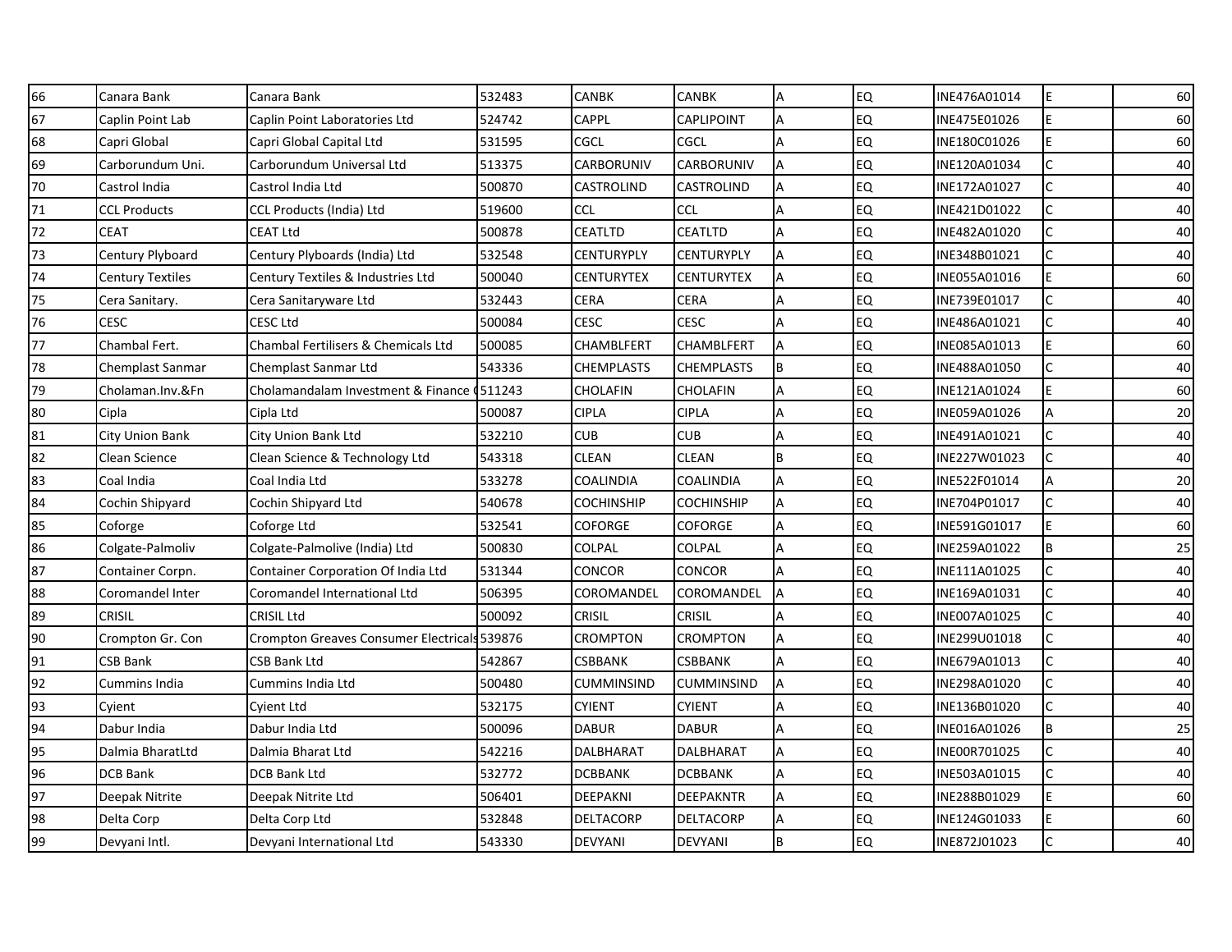| | | | | | | | | | | |
|---|---|---|---|---|---|---|---|---|---|---|
| 66 | Canara Bank | Canara Bank | 532483 | CANBK | CANBK | A | EQ | INE476A01014 | E | 60 |
| 67 | Caplin Point Lab | Caplin Point Laboratories Ltd | 524742 | CAPPL | CAPLIPOINT | A | EQ | INE475E01026 | E | 60 |
| 68 | Capri Global | Capri Global Capital Ltd | 531595 | CGCL | CGCL | A | EQ | INE180C01026 | E | 60 |
| 69 | Carborundum Uni. | Carborundum Universal Ltd | 513375 | CARBORUNIV | CARBORUNIV | A | EQ | INE120A01034 | C | 40 |
| 70 | Castrol India | Castrol India Ltd | 500870 | CASTROLIND | CASTROLIND | A | EQ | INE172A01027 | C | 40 |
| 71 | CCL Products | CCL Products (India) Ltd | 519600 | CCL | CCL | A | EQ | INE421D01022 | C | 40 |
| 72 | CEAT | CEAT Ltd | 500878 | CEATLTD | CEATLTD | A | EQ | INE482A01020 | C | 40 |
| 73 | Century Plyboard | Century Plyboards (India) Ltd | 532548 | CENTURYPLY | CENTURYPLY | A | EQ | INE348B01021 | C | 40 |
| 74 | Century Textiles | Century Textiles & Industries Ltd | 500040 | CENTURYTEX | CENTURYTEX | A | EQ | INE055A01016 | E | 60 |
| 75 | Cera Sanitary. | Cera Sanitaryware Ltd | 532443 | CERA | CERA | A | EQ | INE739E01017 | C | 40 |
| 76 | CESC | CESC Ltd | 500084 | CESC | CESC | A | EQ | INE486A01021 | C | 40 |
| 77 | Chambal Fert. | Chambal Fertilisers & Chemicals Ltd | 500085 | CHAMBLFERT | CHAMBLFERT | A | EQ | INE085A01013 | E | 60 |
| 78 | Chemplast Sanmar | Chemplast Sanmar Ltd | 543336 | CHEMPLASTS | CHEMPLASTS | B | EQ | INE488A01050 | C | 40 |
| 79 | Cholaman.Inv.&Fn | Cholamandalam Investment & Finance ( | 511243 | CHOLAFIN | CHOLAFIN | A | EQ | INE121A01024 | E | 60 |
| 80 | Cipla | Cipla Ltd | 500087 | CIPLA | CIPLA | A | EQ | INE059A01026 | A | 20 |
| 81 | City Union Bank | City Union Bank Ltd | 532210 | CUB | CUB | A | EQ | INE491A01021 | C | 40 |
| 82 | Clean Science | Clean Science & Technology Ltd | 543318 | CLEAN | CLEAN | B | EQ | INE227W01023 | C | 40 |
| 83 | Coal India | Coal India Ltd | 533278 | COALINDIA | COALINDIA | A | EQ | INE522F01014 | A | 20 |
| 84 | Cochin Shipyard | Cochin Shipyard Ltd | 540678 | COCHINSHIP | COCHINSHIP | A | EQ | INE704P01017 | C | 40 |
| 85 | Coforge | Coforge Ltd | 532541 | COFORGE | COFORGE | A | EQ | INE591G01017 | E | 60 |
| 86 | Colgate-Palmoliv | Colgate-Palmolive (India) Ltd | 500830 | COLPAL | COLPAL | A | EQ | INE259A01022 | B | 25 |
| 87 | Container Corpn. | Container Corporation Of India Ltd | 531344 | CONCOR | CONCOR | A | EQ | INE111A01025 | C | 40 |
| 88 | Coromandel Inter | Coromandel International Ltd | 506395 | COROMANDEL | COROMANDEL | A | EQ | INE169A01031 | C | 40 |
| 89 | CRISIL | CRISIL Ltd | 500092 | CRISIL | CRISIL | A | EQ | INE007A01025 | C | 40 |
| 90 | Crompton Gr. Con | Crompton Greaves Consumer Electricals | 539876 | CROMPTON | CROMPTON | A | EQ | INE299U01018 | C | 40 |
| 91 | CSB Bank | CSB Bank Ltd | 542867 | CSBBANK | CSBBANK | A | EQ | INE679A01013 | C | 40 |
| 92 | Cummins India | Cummins India Ltd | 500480 | CUMMINSIND | CUMMINSIND | A | EQ | INE298A01020 | C | 40 |
| 93 | Cyient | Cyient Ltd | 532175 | CYIENT | CYIENT | A | EQ | INE136B01020 | C | 40 |
| 94 | Dabur India | Dabur India Ltd | 500096 | DABUR | DABUR | A | EQ | INE016A01026 | B | 25 |
| 95 | Dalmia BharatLtd | Dalmia Bharat Ltd | 542216 | DALBHARAT | DALBHARAT | A | EQ | INE00R701025 | C | 40 |
| 96 | DCB Bank | DCB Bank Ltd | 532772 | DCBBANK | DCBBANK | A | EQ | INE503A01015 | C | 40 |
| 97 | Deepak Nitrite | Deepak Nitrite Ltd | 506401 | DEEPAKNI | DEEPAKNTR | A | EQ | INE288B01029 | E | 60 |
| 98 | Delta Corp | Delta Corp Ltd | 532848 | DELTACORP | DELTACORP | A | EQ | INE124G01033 | E | 60 |
| 99 | Devyani Intl. | Devyani International Ltd | 543330 | DEVYANI | DEVYANI | B | EQ | INE872J01023 | C | 40 |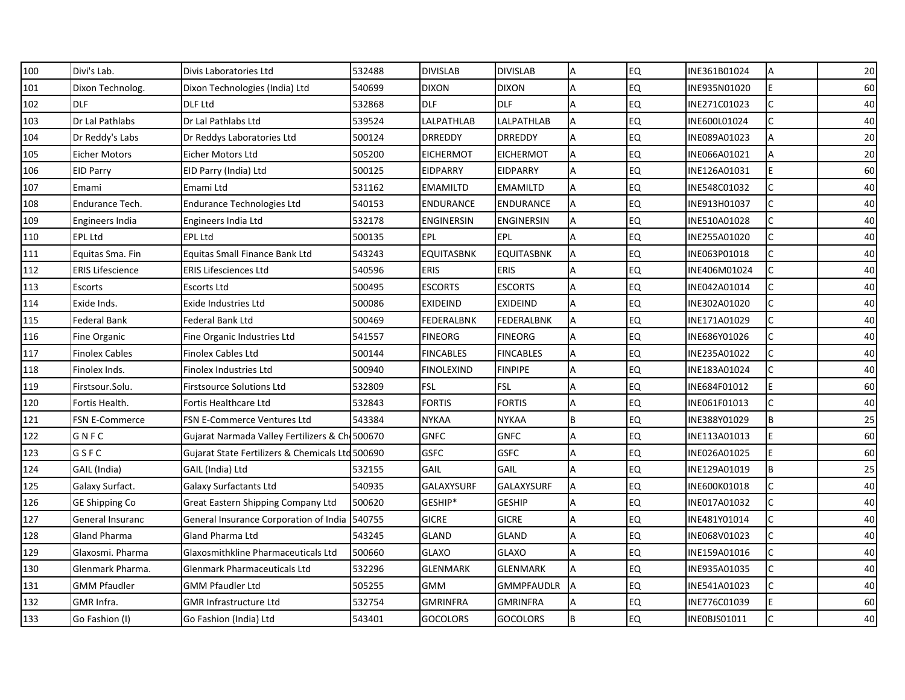| | | | | | | | | | | |
|---|---|---|---|---|---|---|---|---|---|---|
| 100 | Divi's Lab. | Divis Laboratories Ltd | 532488 | DIVISLAB | DIVISLAB | A | EQ | INE361B01024 | A | 20 |
| 101 | Dixon Technolog. | Dixon Technologies (India) Ltd | 540699 | DIXON | DIXON | A | EQ | INE935N01020 | E | 60 |
| 102 | DLF | DLF Ltd | 532868 | DLF | DLF | A | EQ | INE271C01023 | C | 40 |
| 103 | Dr Lal Pathlabs | Dr Lal Pathlabs Ltd | 539524 | LALPATHLAB | LALPATHLAB | A | EQ | INE600L01024 | C | 40 |
| 104 | Dr Reddy's Labs | Dr Reddys Laboratories Ltd | 500124 | DRREDDY | DRREDDY | A | EQ | INE089A01023 | A | 20 |
| 105 | Eicher Motors | Eicher Motors Ltd | 505200 | EICHERMOT | EICHERMOT | A | EQ | INE066A01021 | A | 20 |
| 106 | EID Parry | EID Parry (India) Ltd | 500125 | EIDPARRY | EIDPARRY | A | EQ | INE126A01031 | E | 60 |
| 107 | Emami | Emami Ltd | 531162 | EMAMILTD | EMAMILTD | A | EQ | INE548C01032 | C | 40 |
| 108 | Endurance Tech. | Endurance Technologies Ltd | 540153 | ENDURANCE | ENDURANCE | A | EQ | INE913H01037 | C | 40 |
| 109 | Engineers India | Engineers India Ltd | 532178 | ENGINERSIN | ENGINERSIN | A | EQ | INE510A01028 | C | 40 |
| 110 | EPL Ltd | EPL Ltd | 500135 | EPL | EPL | A | EQ | INE255A01020 | C | 40 |
| 111 | Equitas Sma. Fin | Equitas Small Finance Bank Ltd | 543243 | EQUITASBNK | EQUITASBNK | A | EQ | INE063P01018 | C | 40 |
| 112 | ERIS Lifescience | ERIS Lifesciences Ltd | 540596 | ERIS | ERIS | A | EQ | INE406M01024 | C | 40 |
| 113 | Escorts | Escorts Ltd | 500495 | ESCORTS | ESCORTS | A | EQ | INE042A01014 | C | 40 |
| 114 | Exide Inds. | Exide Industries Ltd | 500086 | EXIDEIND | EXIDEIND | A | EQ | INE302A01020 | C | 40 |
| 115 | Federal Bank | Federal Bank Ltd | 500469 | FEDERALBNK | FEDERALBNK | A | EQ | INE171A01029 | C | 40 |
| 116 | Fine Organic | Fine Organic Industries Ltd | 541557 | FINEORG | FINEORG | A | EQ | INE686Y01026 | C | 40 |
| 117 | Finolex Cables | Finolex Cables Ltd | 500144 | FINCABLES | FINCABLES | A | EQ | INE235A01022 | C | 40 |
| 118 | Finolex Inds. | Finolex Industries Ltd | 500940 | FINOLEXIND | FINPIPE | A | EQ | INE183A01024 | C | 40 |
| 119 | Firstsour.Solu. | Firstsource Solutions Ltd | 532809 | FSL | FSL | A | EQ | INE684F01012 | E | 60 |
| 120 | Fortis Health. | Fortis Healthcare Ltd | 532843 | FORTIS | FORTIS | A | EQ | INE061F01013 | C | 40 |
| 121 | FSN E-Commerce | FSN E-Commerce Ventures Ltd | 543384 | NYKAA | NYKAA | B | EQ | INE388Y01029 | B | 25 |
| 122 | G N F C | Gujarat Narmada Valley Fertilizers & Ch | 500670 | GNFC | GNFC | A | EQ | INE113A01013 | E | 60 |
| 123 | G S F C | Gujarat State Fertilizers & Chemicals Ltd | 500690 | GSFC | GSFC | A | EQ | INE026A01025 | E | 60 |
| 124 | GAIL (India) | GAIL (India) Ltd | 532155 | GAIL | GAIL | A | EQ | INE129A01019 | B | 25 |
| 125 | Galaxy Surfact. | Galaxy Surfactants Ltd | 540935 | GALAXYSURF | GALAXYSURF | A | EQ | INE600K01018 | C | 40 |
| 126 | GE Shipping Co | Great Eastern Shipping Company Ltd | 500620 | GESHIP* | GESHIP | A | EQ | INE017A01032 | C | 40 |
| 127 | General Insuranc | General Insurance Corporation of India | 540755 | GICRE | GICRE | A | EQ | INE481Y01014 | C | 40 |
| 128 | Gland Pharma | Gland Pharma Ltd | 543245 | GLAND | GLAND | A | EQ | INE068V01023 | C | 40 |
| 129 | Glaxosmi. Pharma | Glaxosmithkline Pharmaceuticals Ltd | 500660 | GLAXO | GLAXO | A | EQ | INE159A01016 | C | 40 |
| 130 | Glenmark Pharma. | Glenmark Pharmaceuticals Ltd | 532296 | GLENMARK | GLENMARK | A | EQ | INE935A01035 | C | 40 |
| 131 | GMM Pfaudler | GMM Pfaudler Ltd | 505255 | GMM | GMMPFAUDLR | A | EQ | INE541A01023 | C | 40 |
| 132 | GMR Infra. | GMR Infrastructure Ltd | 532754 | GMRINFRA | GMRINFRA | A | EQ | INE776C01039 | E | 60 |
| 133 | Go Fashion (I) | Go Fashion (India) Ltd | 543401 | GOCOLORS | GOCOLORS | B | EQ | INE0BJS01011 | C | 40 |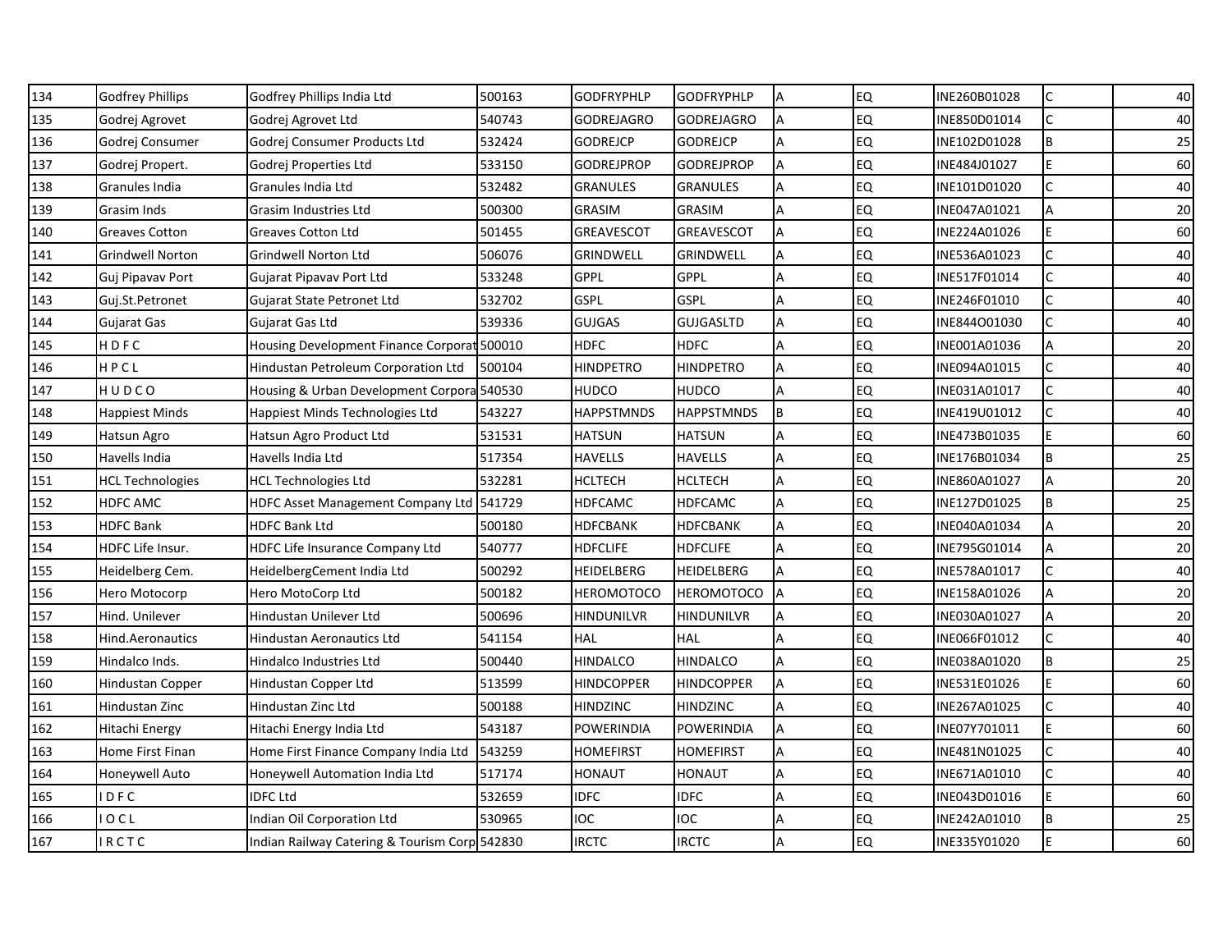| 134 | Godfrey Phillips | Godfrey Phillips India Ltd | 500163 | GODFRYPHLP | GODFRYPHLP | A | EQ | INE260B01028 | C | 40 |
|---|---|---|---|---|---|---|---|---|---|---|
| 135 | Godrej Agrovet | Godrej Agrovet Ltd | 540743 | GODREJAGRO | GODREJAGRO | A | EQ | INE850D01014 | C | 40 |
| 136 | Godrej Consumer | Godrej Consumer Products Ltd | 532424 | GODREJCP | GODREJCP | A | EQ | INE102D01028 | B | 25 |
| 137 | Godrej Propert. | Godrej Properties Ltd | 533150 | GODREJPROP | GODREJPROP | A | EQ | INE484J01027 | E | 60 |
| 138 | Granules India | Granules India Ltd | 532482 | GRANULES | GRANULES | A | EQ | INE101D01020 | C | 40 |
| 139 | Grasim Inds | Grasim Industries Ltd | 500300 | GRASIM | GRASIM | A | EQ | INE047A01021 | A | 20 |
| 140 | Greaves Cotton | Greaves Cotton Ltd | 501455 | GREAVESCOT | GREAVESCOT | A | EQ | INE224A01026 | E | 60 |
| 141 | Grindwell Norton | Grindwell Norton Ltd | 506076 | GRINDWELL | GRINDWELL | A | EQ | INE536A01023 | C | 40 |
| 142 | Guj Pipavav Port | Gujarat Pipavav Port Ltd | 533248 | GPPL | GPPL | A | EQ | INE517F01014 | C | 40 |
| 143 | Guj.St.Petronet | Gujarat State Petronet Ltd | 532702 | GSPL | GSPL | A | EQ | INE246F01010 | C | 40 |
| 144 | Gujarat Gas | Gujarat Gas Ltd | 539336 | GUJGAS | GUJGASLTD | A | EQ | INE844O01030 | C | 40 |
| 145 | H D F C | Housing Development Finance Corporat | 500010 | HDFC | HDFC | A | EQ | INE001A01036 | A | 20 |
| 146 | H P C L | Hindustan Petroleum Corporation Ltd | 500104 | HINDPETRO | HINDPETRO | A | EQ | INE094A01015 | C | 40 |
| 147 | H U D C O | Housing & Urban Development Corpora | 540530 | HUDCO | HUDCO | A | EQ | INE031A01017 | C | 40 |
| 148 | Happiest Minds | Happiest Minds Technologies Ltd | 543227 | HAPPSTMNDS | HAPPSTMNDS | B | EQ | INE419U01012 | C | 40 |
| 149 | Hatsun Agro | Hatsun Agro Product Ltd | 531531 | HATSUN | HATSUN | A | EQ | INE473B01035 | E | 60 |
| 150 | Havells India | Havells India Ltd | 517354 | HAVELLS | HAVELLS | A | EQ | INE176B01034 | B | 25 |
| 151 | HCL Technologies | HCL Technologies Ltd | 532281 | HCLTECH | HCLTECH | A | EQ | INE860A01027 | A | 20 |
| 152 | HDFC AMC | HDFC Asset Management Company Ltd | 541729 | HDFCAMC | HDFCAMC | A | EQ | INE127D01025 | B | 25 |
| 153 | HDFC Bank | HDFC Bank Ltd | 500180 | HDFCBANK | HDFCBANK | A | EQ | INE040A01034 | A | 20 |
| 154 | HDFC Life Insur. | HDFC Life Insurance Company Ltd | 540777 | HDFCLIFE | HDFCLIFE | A | EQ | INE795G01014 | A | 20 |
| 155 | Heidelberg Cem. | HeidelbergCement India Ltd | 500292 | HEIDELBERG | HEIDELBERG | A | EQ | INE578A01017 | C | 40 |
| 156 | Hero Motocorp | Hero MotoCorp Ltd | 500182 | HEROMOTOCO | HEROMOTOCO | A | EQ | INE158A01026 | A | 20 |
| 157 | Hind. Unilever | Hindustan Unilever Ltd | 500696 | HINDUNILVR | HINDUNILVR | A | EQ | INE030A01027 | A | 20 |
| 158 | Hind.Aeronautics | Hindustan Aeronautics Ltd | 541154 | HAL | HAL | A | EQ | INE066F01012 | C | 40 |
| 159 | Hindalco Inds. | Hindalco Industries Ltd | 500440 | HINDALCO | HINDALCO | A | EQ | INE038A01020 | B | 25 |
| 160 | Hindustan Copper | Hindustan Copper Ltd | 513599 | HINDCOPPER | HINDCOPPER | A | EQ | INE531E01026 | E | 60 |
| 161 | Hindustan Zinc | Hindustan Zinc Ltd | 500188 | HINDZINC | HINDZINC | A | EQ | INE267A01025 | C | 40 |
| 162 | Hitachi Energy | Hitachi Energy India Ltd | 543187 | POWERINDIA | POWERINDIA | A | EQ | INE07Y701011 | E | 60 |
| 163 | Home First Finan | Home First Finance Company India Ltd | 543259 | HOMEFIRST | HOMEFIRST | A | EQ | INE481N01025 | C | 40 |
| 164 | Honeywell Auto | Honeywell Automation India Ltd | 517174 | HONAUT | HONAUT | A | EQ | INE671A01010 | C | 40 |
| 165 | I D F C | IDFC Ltd | 532659 | IDFC | IDFC | A | EQ | INE043D01016 | E | 60 |
| 166 | I O C L | Indian Oil Corporation Ltd | 530965 | IOC | IOC | A | EQ | INE242A01010 | B | 25 |
| 167 | I R C T C | Indian Railway Catering & Tourism Corp | 542830 | IRCTC | IRCTC | A | EQ | INE335Y01020 | E | 60 |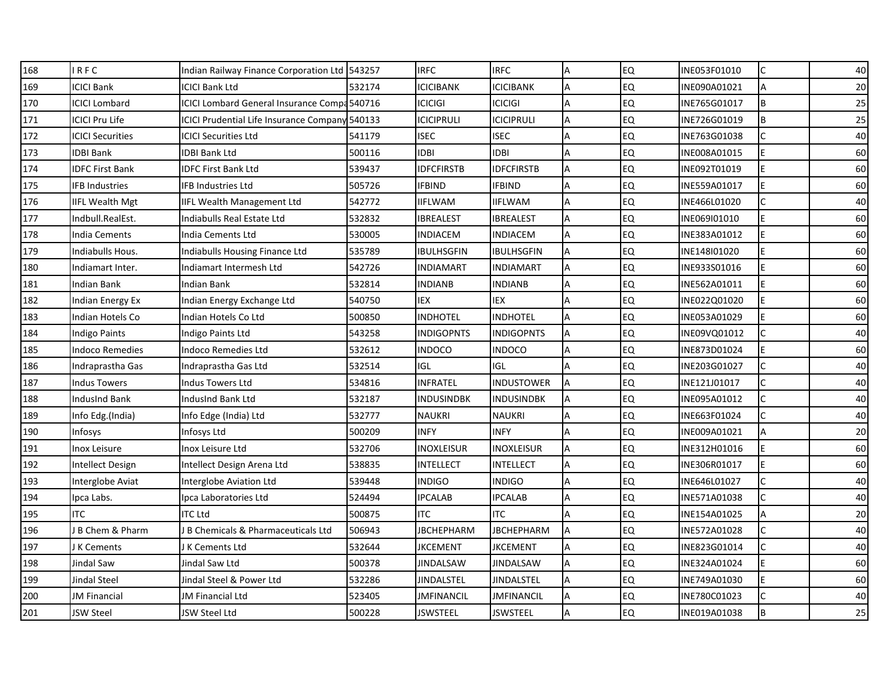| 168 | I R F C | Indian Railway Finance Corporation Ltd | 543257 | IRFC | IRFC | A | EQ | INE053F01010 | C | 40 |
|---|---|---|---|---|---|---|---|---|---|---|
| 169 | ICICI Bank | ICICI Bank Ltd | 532174 | ICICIBANK | ICICIBANK | A | EQ | INE090A01021 | A | 20 |
| 170 | ICICI Lombard | ICICI Lombard General Insurance Compa | 540716 | ICICIGI | ICICIGI | A | EQ | INE765G01017 | B | 25 |
| 171 | ICICI Pru Life | ICICI Prudential Life Insurance Company | 540133 | ICICIPRULI | ICICIPRULI | A | EQ | INE726G01019 | B | 25 |
| 172 | ICICI Securities | ICICI Securities Ltd | 541179 | ISEC | ISEC | A | EQ | INE763G01038 | C | 40 |
| 173 | IDBI Bank | IDBI Bank Ltd | 500116 | IDBI | IDBI | A | EQ | INE008A01015 | E | 60 |
| 174 | IDFC First Bank | IDFC First Bank Ltd | 539437 | IDFCFIRSTB | IDFCFIRSTB | A | EQ | INE092T01019 | E | 60 |
| 175 | IFB Industries | IFB Industries Ltd | 505726 | IFBIND | IFBIND | A | EQ | INE559A01017 | E | 60 |
| 176 | IIFL Wealth Mgt | IIFL Wealth Management Ltd | 542772 | IIFLWAM | IIFLWAM | A | EQ | INE466L01020 | C | 40 |
| 177 | Indbull.RealEst. | Indiabulls Real Estate Ltd | 532832 | IBREALEST | IBREALEST | A | EQ | INE069I01010 | E | 60 |
| 178 | India Cements | India Cements Ltd | 530005 | INDIACEM | INDIACEM | A | EQ | INE383A01012 | E | 60 |
| 179 | Indiabulls Hous. | Indiabulls Housing Finance Ltd | 535789 | IBULHSGFIN | IBULHSGFIN | A | EQ | INE148I01020 | E | 60 |
| 180 | Indiamart Inter. | Indiamart Intermesh Ltd | 542726 | INDIAMART | INDIAMART | A | EQ | INE933S01016 | E | 60 |
| 181 | Indian Bank | Indian Bank | 532814 | INDIANB | INDIANB | A | EQ | INE562A01011 | E | 60 |
| 182 | Indian Energy Ex | Indian Energy Exchange Ltd | 540750 | IEX | IEX | A | EQ | INE022Q01020 | E | 60 |
| 183 | Indian Hotels Co | Indian Hotels Co Ltd | 500850 | INDHOTEL | INDHOTEL | A | EQ | INE053A01029 | E | 60 |
| 184 | Indigo Paints | Indigo Paints Ltd | 543258 | INDIGOPNTS | INDIGOPNTS | A | EQ | INE09VQ01012 | C | 40 |
| 185 | Indoco Remedies | Indoco Remedies Ltd | 532612 | INDOCO | INDOCO | A | EQ | INE873D01024 | E | 60 |
| 186 | Indraprastha Gas | Indraprastha Gas Ltd | 532514 | IGL | IGL | A | EQ | INE203G01027 | C | 40 |
| 187 | Indus Towers | Indus Towers Ltd | 534816 | INFRATEL | INDUSTOWER | A | EQ | INE121J01017 | C | 40 |
| 188 | IndusInd Bank | IndusInd Bank Ltd | 532187 | INDUSINDBK | INDUSINDBK | A | EQ | INE095A01012 | C | 40 |
| 189 | Info Edg.(India) | Info Edge (India) Ltd | 532777 | NAUKRI | NAUKRI | A | EQ | INE663F01024 | C | 40 |
| 190 | Infosys | Infosys Ltd | 500209 | INFY | INFY | A | EQ | INE009A01021 | A | 20 |
| 191 | Inox Leisure | Inox Leisure Ltd | 532706 | INOXLEISUR | INOXLEISUR | A | EQ | INE312H01016 | E | 60 |
| 192 | Intellect Design | Intellect Design Arena Ltd | 538835 | INTELLECT | INTELLECT | A | EQ | INE306R01017 | E | 60 |
| 193 | Interglobe Aviat | Interglobe Aviation Ltd | 539448 | INDIGO | INDIGO | A | EQ | INE646L01027 | C | 40 |
| 194 | Ipca Labs. | Ipca Laboratories Ltd | 524494 | IPCALAB | IPCALAB | A | EQ | INE571A01038 | C | 40 |
| 195 | ITC | ITC Ltd | 500875 | ITC | ITC | A | EQ | INE154A01025 | A | 20 |
| 196 | J B Chem & Pharm | J B Chemicals & Pharmaceuticals Ltd | 506943 | JBCHEPHARM | JBCHEPHARM | A | EQ | INE572A01028 | C | 40 |
| 197 | J K Cements | J K Cements Ltd | 532644 | JKCEMENT | JKCEMENT | A | EQ | INE823G01014 | C | 40 |
| 198 | Jindal Saw | Jindal Saw Ltd | 500378 | JINDALSAW | JINDALSAW | A | EQ | INE324A01024 | E | 60 |
| 199 | Jindal Steel | Jindal Steel & Power Ltd | 532286 | JINDALSTEL | JINDALSTEL | A | EQ | INE749A01030 | E | 60 |
| 200 | JM Financial | JM Financial Ltd | 523405 | JMFINANCIL | JMFINANCIL | A | EQ | INE780C01023 | C | 40 |
| 201 | JSW Steel | JSW Steel Ltd | 500228 | JSWSTEEL | JSWSTEEL | A | EQ | INE019A01038 | B | 25 |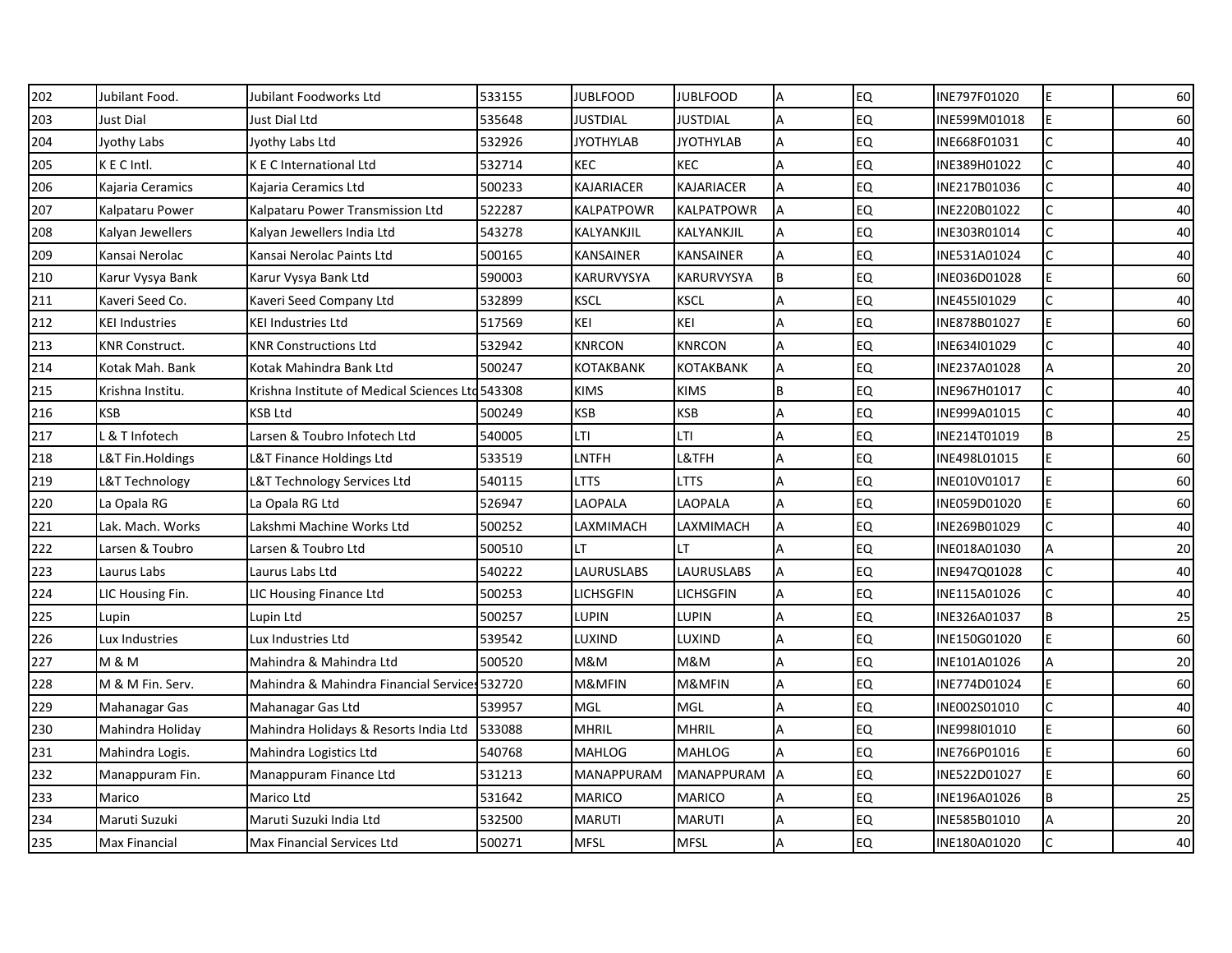| 202 | Jubilant Food. | Jubilant Foodworks Ltd | 533155 | JUBLFOOD | JUBLFOOD | A | EQ | INE797F01020 | E | 60 |
|---|---|---|---|---|---|---|---|---|---|---|
| 203 | Just Dial | Just Dial Ltd | 535648 | JUSTDIAL | JUSTDIAL | A | EQ | INE599M01018 | E | 60 |
| 204 | Jyothy Labs | Jyothy Labs Ltd | 532926 | JYOTHYLAB | JYOTHYLAB | A | EQ | INE668F01031 | C | 40 |
| 205 | K E C Intl. | K E C International Ltd | 532714 | KEC | KEC | A | EQ | INE389H01022 | C | 40 |
| 206 | Kajaria Ceramics | Kajaria Ceramics Ltd | 500233 | KAJARIACER | KAJARIACER | A | EQ | INE217B01036 | C | 40 |
| 207 | Kalpataru Power | Kalpataru Power Transmission Ltd | 522287 | KALPATPOWR | KALPATPOWR | A | EQ | INE220B01022 | C | 40 |
| 208 | Kalyan Jewellers | Kalyan Jewellers India Ltd | 543278 | KALYANKJIL | KALYANKJIL | A | EQ | INE303R01014 | C | 40 |
| 209 | Kansai Nerolac | Kansai Nerolac Paints Ltd | 500165 | KANSAINER | KANSAINER | A | EQ | INE531A01024 | C | 40 |
| 210 | Karur Vysya Bank | Karur Vysya Bank Ltd | 590003 | KARURVYSYA | KARURVYSYA | B | EQ | INE036D01028 | E | 60 |
| 211 | Kaveri Seed Co. | Kaveri Seed Company Ltd | 532899 | KSCL | KSCL | A | EQ | INE455I01029 | C | 40 |
| 212 | KEI Industries | KEI Industries Ltd | 517569 | KEI | KEI | A | EQ | INE878B01027 | E | 60 |
| 213 | KNR Construct. | KNR Constructions Ltd | 532942 | KNRCON | KNRCON | A | EQ | INE634I01029 | C | 40 |
| 214 | Kotak Mah. Bank | Kotak Mahindra Bank Ltd | 500247 | KOTAKBANK | KOTAKBANK | A | EQ | INE237A01028 | A | 20 |
| 215 | Krishna Institu. | Krishna Institute of Medical Sciences Ltd | 543308 | KIMS | KIMS | B | EQ | INE967H01017 | C | 40 |
| 216 | KSB | KSB Ltd | 500249 | KSB | KSB | A | EQ | INE999A01015 | C | 40 |
| 217 | L & T Infotech | Larsen & Toubro Infotech Ltd | 540005 | LTI | LTI | A | EQ | INE214T01019 | B | 25 |
| 218 | L&T Fin.Holdings | L&T Finance Holdings Ltd | 533519 | LNTFH | L&TFH | A | EQ | INE498L01015 | E | 60 |
| 219 | L&T Technology | L&T Technology Services Ltd | 540115 | LTTS | LTTS | A | EQ | INE010V01017 | E | 60 |
| 220 | La Opala RG | La Opala RG Ltd | 526947 | LAOPALA | LAOPALA | A | EQ | INE059D01020 | E | 60 |
| 221 | Lak. Mach. Works | Lakshmi Machine Works Ltd | 500252 | LAXMIMACH | LAXMIMACH | A | EQ | INE269B01029 | C | 40 |
| 222 | Larsen & Toubro | Larsen & Toubro Ltd | 500510 | LT | LT | A | EQ | INE018A01030 | A | 20 |
| 223 | Laurus Labs | Laurus Labs Ltd | 540222 | LAURUSLABS | LAURUSLABS | A | EQ | INE947Q01028 | C | 40 |
| 224 | LIC Housing Fin. | LIC Housing Finance Ltd | 500253 | LICHSGFIN | LICHSGFIN | A | EQ | INE115A01026 | C | 40 |
| 225 | Lupin | Lupin Ltd | 500257 | LUPIN | LUPIN | A | EQ | INE326A01037 | B | 25 |
| 226 | Lux Industries | Lux Industries Ltd | 539542 | LUXIND | LUXIND | A | EQ | INE150G01020 | E | 60 |
| 227 | M & M | Mahindra & Mahindra Ltd | 500520 | M&M | M&M | A | EQ | INE101A01026 | A | 20 |
| 228 | M & M Fin. Serv. | Mahindra & Mahindra Financial Services | 532720 | M&MFIN | M&MFIN | A | EQ | INE774D01024 | E | 60 |
| 229 | Mahanagar Gas | Mahanagar Gas Ltd | 539957 | MGL | MGL | A | EQ | INE002S01010 | C | 40 |
| 230 | Mahindra Holiday | Mahindra Holidays & Resorts India Ltd | 533088 | MHRIL | MHRIL | A | EQ | INE998I01010 | E | 60 |
| 231 | Mahindra Logis. | Mahindra Logistics Ltd | 540768 | MAHLOG | MAHLOG | A | EQ | INE766P01016 | E | 60 |
| 232 | Manappuram Fin. | Manappuram Finance Ltd | 531213 | MANAPPURAM | MANAPPURAM | A | EQ | INE522D01027 | E | 60 |
| 233 | Marico | Marico Ltd | 531642 | MARICO | MARICO | A | EQ | INE196A01026 | B | 25 |
| 234 | Maruti Suzuki | Maruti Suzuki India Ltd | 532500 | MARUTI | MARUTI | A | EQ | INE585B01010 | A | 20 |
| 235 | Max Financial | Max Financial Services Ltd | 500271 | MFSL | MFSL | A | EQ | INE180A01020 | C | 40 |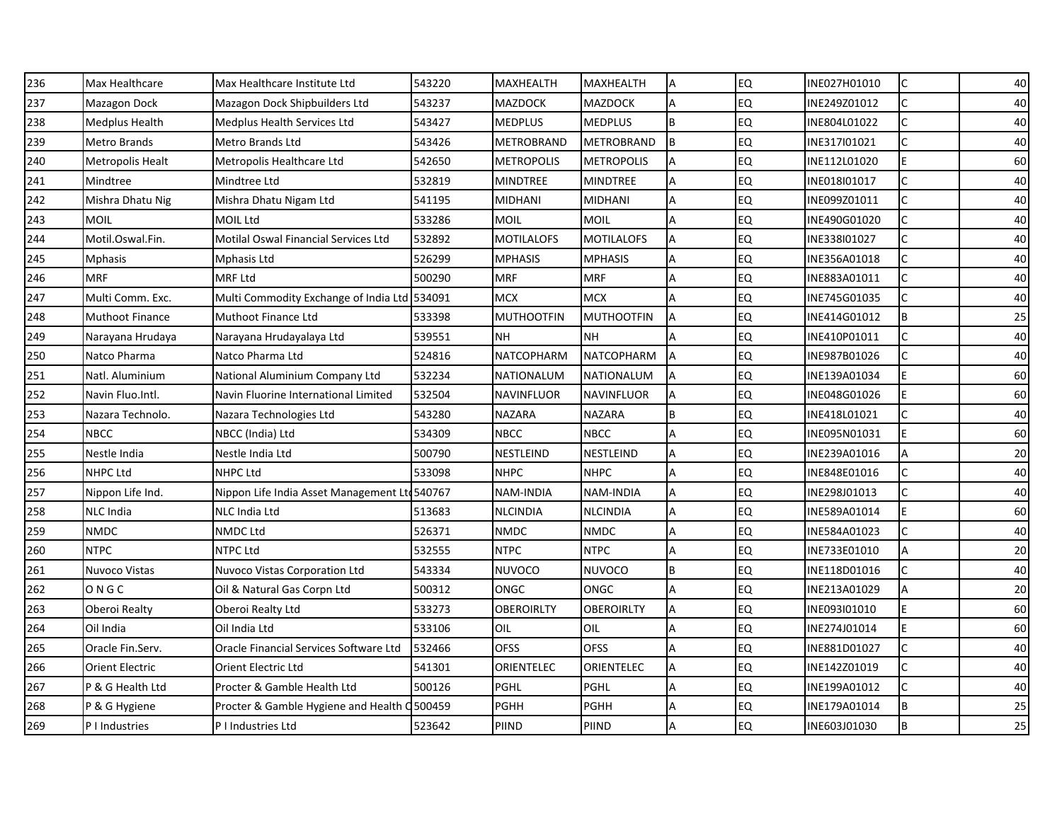| 236 | Max Healthcare | Max Healthcare Institute Ltd | 543220 | MAXHEALTH | MAXHEALTH | A | EQ | INE027H01010 | C | 40 |
|---|---|---|---|---|---|---|---|---|---|---|
| 237 | Mazagon Dock | Mazagon Dock Shipbuilders Ltd | 543237 | MAZDOCK | MAZDOCK | A | EQ | INE249Z01012 | C | 40 |
| 238 | Medplus Health | Medplus Health Services Ltd | 543427 | MEDPLUS | MEDPLUS | B | EQ | INE804L01022 | C | 40 |
| 239 | Metro Brands | Metro Brands Ltd | 543426 | METROBRAND | METROBRAND | B | EQ | INE317I01021 | C | 40 |
| 240 | Metropolis Healt | Metropolis Healthcare Ltd | 542650 | METROPOLIS | METROPOLIS | A | EQ | INE112L01020 | E | 60 |
| 241 | Mindtree | Mindtree Ltd | 532819 | MINDTREE | MINDTREE | A | EQ | INE018I01017 | C | 40 |
| 242 | Mishra Dhatu Nig | Mishra Dhatu Nigam Ltd | 541195 | MIDHANI | MIDHANI | A | EQ | INE099Z01011 | C | 40 |
| 243 | MOIL | MOIL Ltd | 533286 | MOIL | MOIL | A | EQ | INE490G01020 | C | 40 |
| 244 | Motil.Oswal.Fin. | Motilal Oswal Financial Services Ltd | 532892 | MOTILALOFS | MOTILALOFS | A | EQ | INE338I01027 | C | 40 |
| 245 | Mphasis | Mphasis Ltd | 526299 | MPHASIS | MPHASIS | A | EQ | INE356A01018 | C | 40 |
| 246 | MRF | MRF Ltd | 500290 | MRF | MRF | A | EQ | INE883A01011 | C | 40 |
| 247 | Multi Comm. Exc. | Multi Commodity Exchange of India Ltd | 534091 | MCX | MCX | A | EQ | INE745G01035 | C | 40 |
| 248 | Muthoot Finance | Muthoot Finance Ltd | 533398 | MUTHOOTFIN | MUTHOOTFIN | A | EQ | INE414G01012 | B | 25 |
| 249 | Narayana Hrudaya | Narayana Hrudayalaya Ltd | 539551 | NH | NH | A | EQ | INE410P01011 | C | 40 |
| 250 | Natco Pharma | Natco Pharma Ltd | 524816 | NATCOPHARM | NATCOPHARM | A | EQ | INE987B01026 | C | 40 |
| 251 | Natl. Aluminium | National Aluminium Company Ltd | 532234 | NATIONALUM | NATIONALUM | A | EQ | INE139A01034 | E | 60 |
| 252 | Navin Fluo.Intl. | Navin Fluorine International Limited | 532504 | NAVINFLUOR | NAVINFLUOR | A | EQ | INE048G01026 | E | 60 |
| 253 | Nazara Technolo. | Nazara Technologies Ltd | 543280 | NAZARA | NAZARA | B | EQ | INE418L01021 | C | 40 |
| 254 | NBCC | NBCC (India) Ltd | 534309 | NBCC | NBCC | A | EQ | INE095N01031 | E | 60 |
| 255 | Nestle India | Nestle India Ltd | 500790 | NESTLEIND | NESTLEIND | A | EQ | INE239A01016 | A | 20 |
| 256 | NHPC Ltd | NHPC Ltd | 533098 | NHPC | NHPC | A | EQ | INE848E01016 | C | 40 |
| 257 | Nippon Life Ind. | Nippon Life India Asset Management Ltd | 540767 | NAM-INDIA | NAM-INDIA | A | EQ | INE298J01013 | C | 40 |
| 258 | NLC India | NLC India Ltd | 513683 | NLCINDIA | NLCINDIA | A | EQ | INE589A01014 | E | 60 |
| 259 | NMDC | NMDC Ltd | 526371 | NMDC | NMDC | A | EQ | INE584A01023 | C | 40 |
| 260 | NTPC | NTPC Ltd | 532555 | NTPC | NTPC | A | EQ | INE733E01010 | A | 20 |
| 261 | Nuvoco Vistas | Nuvoco Vistas Corporation Ltd | 543334 | NUVOCO | NUVOCO | B | EQ | INE118D01016 | C | 40 |
| 262 | O N G C | Oil & Natural Gas Corpn Ltd | 500312 | ONGC | ONGC | A | EQ | INE213A01029 | A | 20 |
| 263 | Oberoi Realty | Oberoi Realty Ltd | 533273 | OBEROIRLTY | OBEROIRLTY | A | EQ | INE093I01010 | E | 60 |
| 264 | Oil India | Oil India Ltd | 533106 | OIL | OIL | A | EQ | INE274J01014 | E | 60 |
| 265 | Oracle Fin.Serv. | Oracle Financial Services Software Ltd | 532466 | OFSS | OFSS | A | EQ | INE881D01027 | C | 40 |
| 266 | Orient Electric | Orient Electric Ltd | 541301 | ORIENTELEC | ORIENTELEC | A | EQ | INE142Z01019 | C | 40 |
| 267 | P & G Health Ltd | Procter & Gamble Health Ltd | 500126 | PGHL | PGHL | A | EQ | INE199A01012 | C | 40 |
| 268 | P & G Hygiene | Procter & Gamble Hygiene and Health C | 500459 | PGHH | PGHH | A | EQ | INE179A01014 | B | 25 |
| 269 | P I Industries | P I Industries Ltd | 523642 | PIIND | PIIND | A | EQ | INE603J01030 | B | 25 |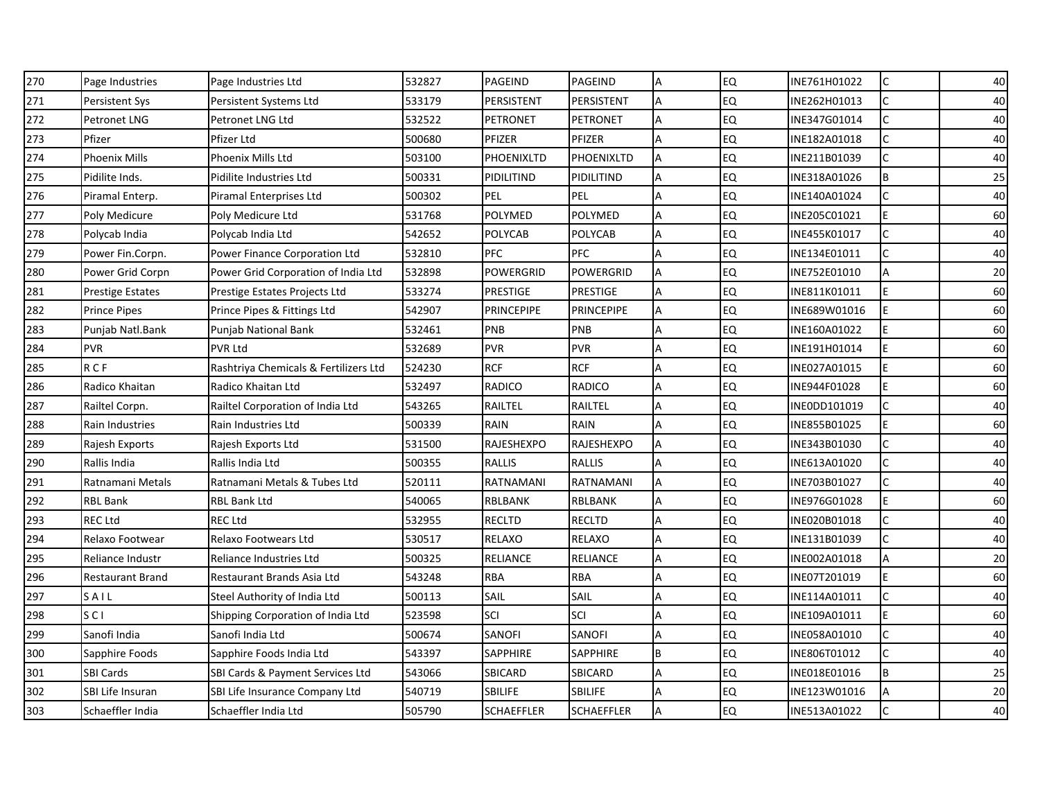| 270 | Page Industries | Page Industries Ltd | 532827 | PAGEIND | PAGEIND | A | EQ | INE761H01022 | C | 40 |
|---|---|---|---|---|---|---|---|---|---|---|
| 271 | Persistent Sys | Persistent Systems Ltd | 533179 | PERSISTENT | PERSISTENT | A | EQ | INE262H01013 | C | 40 |
| 272 | Petronet LNG | Petronet LNG Ltd | 532522 | PETRONET | PETRONET | A | EQ | INE347G01014 | C | 40 |
| 273 | Pfizer | Pfizer Ltd | 500680 | PFIZER | PFIZER | A | EQ | INE182A01018 | C | 40 |
| 274 | Phoenix Mills | Phoenix Mills Ltd | 503100 | PHOENIXLTD | PHOENIXLTD | A | EQ | INE211B01039 | C | 40 |
| 275 | Pidilite Inds. | Pidilite Industries Ltd | 500331 | PIDILITIND | PIDILITIND | A | EQ | INE318A01026 | B | 25 |
| 276 | Piramal Enterp. | Piramal Enterprises Ltd | 500302 | PEL | PEL | A | EQ | INE140A01024 | C | 40 |
| 277 | Poly Medicure | Poly Medicure Ltd | 531768 | POLYMED | POLYMED | A | EQ | INE205C01021 | E | 60 |
| 278 | Polycab India | Polycab India Ltd | 542652 | POLYCAB | POLYCAB | A | EQ | INE455K01017 | C | 40 |
| 279 | Power Fin.Corpn. | Power Finance Corporation Ltd | 532810 | PFC | PFC | A | EQ | INE134E01011 | C | 40 |
| 280 | Power Grid Corpn | Power Grid Corporation of India Ltd | 532898 | POWERGRID | POWERGRID | A | EQ | INE752E01010 | A | 20 |
| 281 | Prestige Estates | Prestige Estates Projects Ltd | 533274 | PRESTIGE | PRESTIGE | A | EQ | INE811K01011 | E | 60 |
| 282 | Prince Pipes | Prince Pipes & Fittings Ltd | 542907 | PRINCEPIPE | PRINCEPIPE | A | EQ | INE689W01016 | E | 60 |
| 283 | Punjab Natl.Bank | Punjab National Bank | 532461 | PNB | PNB | A | EQ | INE160A01022 | E | 60 |
| 284 | PVR | PVR Ltd | 532689 | PVR | PVR | A | EQ | INE191H01014 | E | 60 |
| 285 | R C F | Rashtriya Chemicals & Fertilizers Ltd | 524230 | RCF | RCF | A | EQ | INE027A01015 | E | 60 |
| 286 | Radico Khaitan | Radico Khaitan Ltd | 532497 | RADICO | RADICO | A | EQ | INE944F01028 | E | 60 |
| 287 | Railtel Corpn. | Railtel Corporation of India Ltd | 543265 | RAILTEL | RAILTEL | A | EQ | INE0DD101019 | C | 40 |
| 288 | Rain Industries | Rain Industries Ltd | 500339 | RAIN | RAIN | A | EQ | INE855B01025 | E | 60 |
| 289 | Rajesh Exports | Rajesh Exports Ltd | 531500 | RAJESHEXPO | RAJESHEXPO | A | EQ | INE343B01030 | C | 40 |
| 290 | Rallis India | Rallis India Ltd | 500355 | RALLIS | RALLIS | A | EQ | INE613A01020 | C | 40 |
| 291 | Ratnamani Metals | Ratnamani Metals & Tubes Ltd | 520111 | RATNAMANI | RATNAMANI | A | EQ | INE703B01027 | C | 40 |
| 292 | RBL Bank | RBL Bank Ltd | 540065 | RBLBANK | RBLBANK | A | EQ | INE976G01028 | E | 60 |
| 293 | REC Ltd | REC Ltd | 532955 | RECLTD | RECLTD | A | EQ | INE020B01018 | C | 40 |
| 294 | Relaxo Footwear | Relaxo Footwears Ltd | 530517 | RELAXO | RELAXO | A | EQ | INE131B01039 | C | 40 |
| 295 | Reliance Industr | Reliance Industries Ltd | 500325 | RELIANCE | RELIANCE | A | EQ | INE002A01018 | A | 20 |
| 296 | Restaurant Brand | Restaurant Brands Asia Ltd | 543248 | RBA | RBA | A | EQ | INE07T201019 | E | 60 |
| 297 | S A I L | Steel Authority of India Ltd | 500113 | SAIL | SAIL | A | EQ | INE114A01011 | C | 40 |
| 298 | S C I | Shipping Corporation of India Ltd | 523598 | SCI | SCI | A | EQ | INE109A01011 | E | 60 |
| 299 | Sanofi India | Sanofi India Ltd | 500674 | SANOFI | SANOFI | A | EQ | INE058A01010 | C | 40 |
| 300 | Sapphire Foods | Sapphire Foods India Ltd | 543397 | SAPPHIRE | SAPPHIRE | B | EQ | INE806T01012 | C | 40 |
| 301 | SBI Cards | SBI Cards & Payment Services Ltd | 543066 | SBICARD | SBICARD | A | EQ | INE018E01016 | B | 25 |
| 302 | SBI Life Insuran | SBI Life Insurance Company Ltd | 540719 | SBILIFE | SBILIFE | A | EQ | INE123W01016 | A | 20 |
| 303 | Schaeffler India | Schaeffler India Ltd | 505790 | SCHAEFFLER | SCHAEFFLER | A | EQ | INE513A01022 | C | 40 |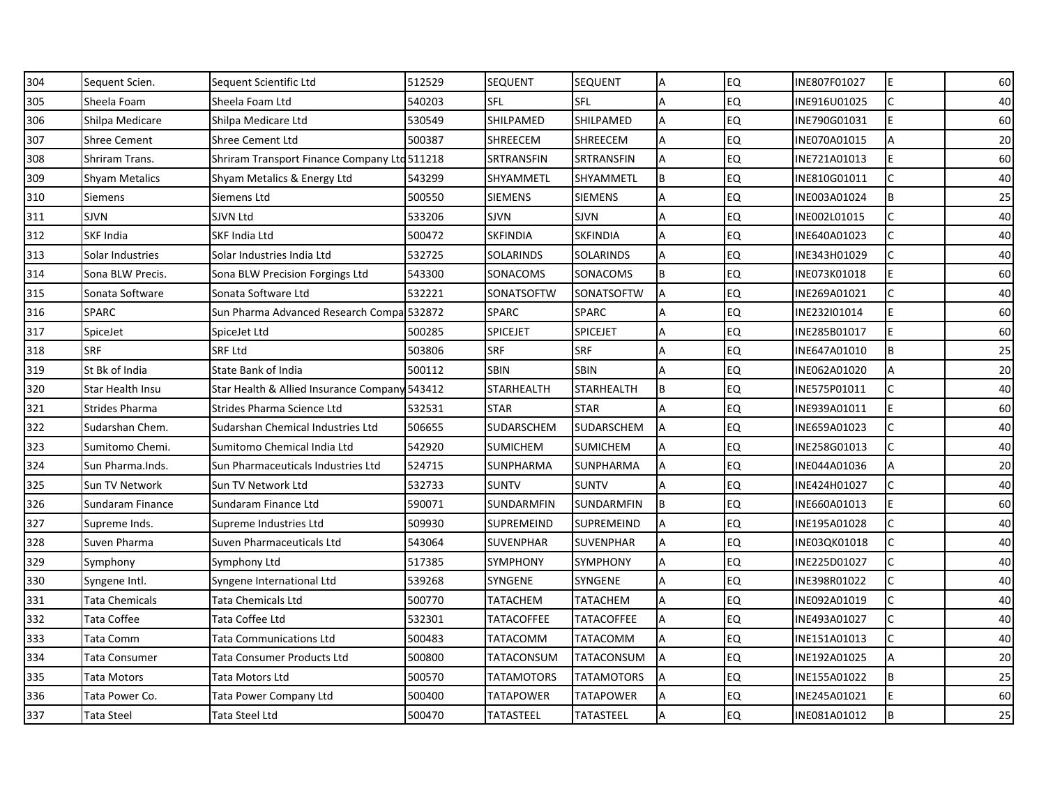| 304 | Sequent Scien. | Sequent Scientific Ltd | 512529 | SEQUENT | SEQUENT | A | EQ | INE807F01027 | E | 60 |
|---|---|---|---|---|---|---|---|---|---|---|
| 305 | Sheela Foam | Sheela Foam Ltd | 540203 | SFL | SFL | A | EQ | INE916U01025 | C | 40 |
| 306 | Shilpa Medicare | Shilpa Medicare Ltd | 530549 | SHILPAMED | SHILPAMED | A | EQ | INE790G01031 | E | 60 |
| 307 | Shree Cement | Shree Cement Ltd | 500387 | SHREECEM | SHREECEM | A | EQ | INE070A01015 | A | 20 |
| 308 | Shriram Trans. | Shriram Transport Finance Company Ltd | 511218 | SRTRANSFIN | SRTRANSFIN | A | EQ | INE721A01013 | E | 60 |
| 309 | Shyam Metalics | Shyam Metalics & Energy Ltd | 543299 | SHYAMMETL | SHYAMMETL | B | EQ | INE810G01011 | C | 40 |
| 310 | Siemens | Siemens Ltd | 500550 | SIEMENS | SIEMENS | A | EQ | INE003A01024 | B | 25 |
| 311 | SJVN | SJVN Ltd | 533206 | SJVN | SJVN | A | EQ | INE002L01015 | C | 40 |
| 312 | SKF India | SKF India Ltd | 500472 | SKFINDIA | SKFINDIA | A | EQ | INE640A01023 | C | 40 |
| 313 | Solar Industries | Solar Industries India Ltd | 532725 | SOLARINDS | SOLARINDS | A | EQ | INE343H01029 | C | 40 |
| 314 | Sona BLW Precis. | Sona BLW Precision Forgings Ltd | 543300 | SONACOMS | SONACOMS | B | EQ | INE073K01018 | E | 60 |
| 315 | Sonata Software | Sonata Software Ltd | 532221 | SONATSOFTW | SONATSOFTW | A | EQ | INE269A01021 | C | 40 |
| 316 | SPARC | Sun Pharma Advanced Research Compa | 532872 | SPARC | SPARC | A | EQ | INE232I01014 | E | 60 |
| 317 | SpiceJet | SpiceJet Ltd | 500285 | SPICEJET | SPICEJET | A | EQ | INE285B01017 | E | 60 |
| 318 | SRF | SRF Ltd | 503806 | SRF | SRF | A | EQ | INE647A01010 | B | 25 |
| 319 | St Bk of India | State Bank of India | 500112 | SBIN | SBIN | A | EQ | INE062A01020 | A | 20 |
| 320 | Star Health Insu | Star Health & Allied Insurance Company | 543412 | STARHEALTH | STARHEALTH | B | EQ | INE575P01011 | C | 40 |
| 321 | Strides Pharma | Strides Pharma Science Ltd | 532531 | STAR | STAR | A | EQ | INE939A01011 | E | 60 |
| 322 | Sudarshan Chem. | Sudarshan Chemical Industries Ltd | 506655 | SUDARSCHEM | SUDARSCHEM | A | EQ | INE659A01023 | C | 40 |
| 323 | Sumitomo Chemi. | Sumitomo Chemical India Ltd | 542920 | SUMICHEM | SUMICHEM | A | EQ | INE258G01013 | C | 40 |
| 324 | Sun Pharma.Inds. | Sun Pharmaceuticals Industries Ltd | 524715 | SUNPHARMA | SUNPHARMA | A | EQ | INE044A01036 | A | 20 |
| 325 | Sun TV Network | Sun TV Network Ltd | 532733 | SUNTV | SUNTV | A | EQ | INE424H01027 | C | 40 |
| 326 | Sundaram Finance | Sundaram Finance Ltd | 590071 | SUNDARMFIN | SUNDARMFIN | B | EQ | INE660A01013 | E | 60 |
| 327 | Supreme Inds. | Supreme Industries Ltd | 509930 | SUPREMEIND | SUPREMEIND | A | EQ | INE195A01028 | C | 40 |
| 328 | Suven Pharma | Suven Pharmaceuticals Ltd | 543064 | SUVENPHAR | SUVENPHAR | A | EQ | INE03QK01018 | C | 40 |
| 329 | Symphony | Symphony Ltd | 517385 | SYMPHONY | SYMPHONY | A | EQ | INE225D01027 | C | 40 |
| 330 | Syngene Intl. | Syngene International Ltd | 539268 | SYNGENE | SYNGENE | A | EQ | INE398R01022 | C | 40 |
| 331 | Tata Chemicals | Tata Chemicals Ltd | 500770 | TATACHEM | TATACHEM | A | EQ | INE092A01019 | C | 40 |
| 332 | Tata Coffee | Tata Coffee Ltd | 532301 | TATACOFFEE | TATACOFFEE | A | EQ | INE493A01027 | C | 40 |
| 333 | Tata Comm | Tata Communications Ltd | 500483 | TATACOMM | TATACOMM | A | EQ | INE151A01013 | C | 40 |
| 334 | Tata Consumer | Tata Consumer Products Ltd | 500800 | TATACONSUM | TATACONSUM | A | EQ | INE192A01025 | A | 20 |
| 335 | Tata Motors | Tata Motors Ltd | 500570 | TATAMOTORS | TATAMOTORS | A | EQ | INE155A01022 | B | 25 |
| 336 | Tata Power Co. | Tata Power Company Ltd | 500400 | TATAPOWER | TATAPOWER | A | EQ | INE245A01021 | E | 60 |
| 337 | Tata Steel | Tata Steel Ltd | 500470 | TATASTEEL | TATASTEEL | A | EQ | INE081A01012 | B | 25 |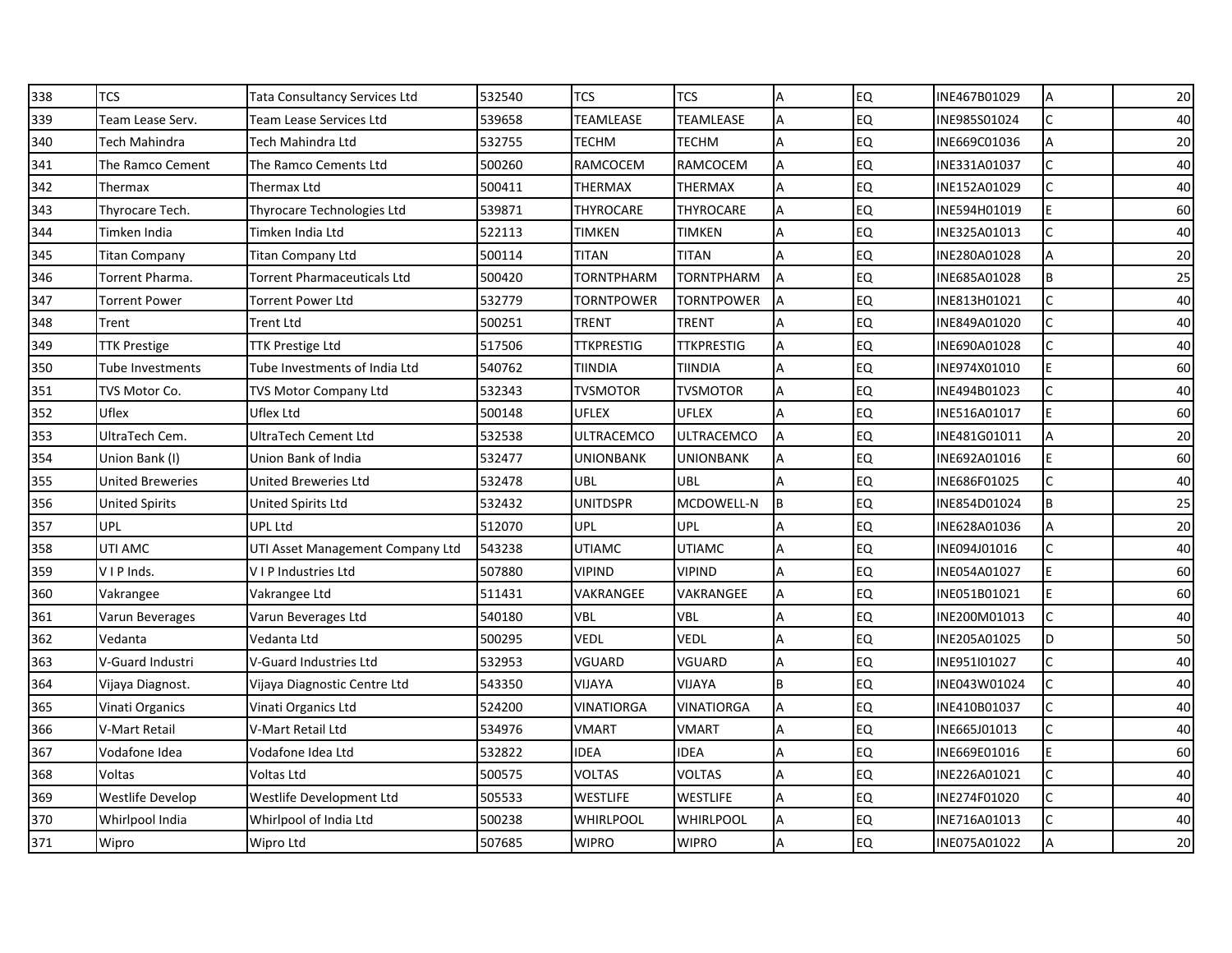| 338 | TCS | Tata Consultancy Services Ltd | 532540 | TCS | TCS | A | EQ | INE467B01029 | A | 20 |
|---|---|---|---|---|---|---|---|---|---|---|
| 339 | Team Lease Serv. | Team Lease Services Ltd | 539658 | TEAMLEASE | TEAMLEASE | A | EQ | INE985S01024 | C | 40 |
| 340 | Tech Mahindra | Tech Mahindra Ltd | 532755 | TECHM | TECHM | A | EQ | INE669C01036 | A | 20 |
| 341 | The Ramco Cement | The Ramco Cements Ltd | 500260 | RAMCOCEM | RAMCOCEM | A | EQ | INE331A01037 | C | 40 |
| 342 | Thermax | Thermax Ltd | 500411 | THERMAX | THERMAX | A | EQ | INE152A01029 | C | 40 |
| 343 | Thyrocare Tech. | Thyrocare Technologies Ltd | 539871 | THYROCARE | THYROCARE | A | EQ | INE594H01019 | E | 60 |
| 344 | Timken India | Timken India Ltd | 522113 | TIMKEN | TIMKEN | A | EQ | INE325A01013 | C | 40 |
| 345 | Titan Company | Titan Company Ltd | 500114 | TITAN | TITAN | A | EQ | INE280A01028 | A | 20 |
| 346 | Torrent Pharma. | Torrent Pharmaceuticals Ltd | 500420 | TORNTPHARM | TORNTPHARM | A | EQ | INE685A01028 | B | 25 |
| 347 | Torrent Power | Torrent Power Ltd | 532779 | TORNTPOWER | TORNTPOWER | A | EQ | INE813H01021 | C | 40 |
| 348 | Trent | Trent Ltd | 500251 | TRENT | TRENT | A | EQ | INE849A01020 | C | 40 |
| 349 | TTK Prestige | TTK Prestige Ltd | 517506 | TTKPRESTIG | TTKPRESTIG | A | EQ | INE690A01028 | C | 40 |
| 350 | Tube Investments | Tube Investments of India Ltd | 540762 | TIINDIA | TIINDIA | A | EQ | INE974X01010 | E | 60 |
| 351 | TVS Motor Co. | TVS Motor Company Ltd | 532343 | TVSMOTOR | TVSMOTOR | A | EQ | INE494B01023 | C | 40 |
| 352 | Uflex | Uflex Ltd | 500148 | UFLEX | UFLEX | A | EQ | INE516A01017 | E | 60 |
| 353 | UltraTech Cem. | UltraTech Cement Ltd | 532538 | ULTRACEMCO | ULTRACEMCO | A | EQ | INE481G01011 | A | 20 |
| 354 | Union Bank (I) | Union Bank of India | 532477 | UNIONBANK | UNIONBANK | A | EQ | INE692A01016 | E | 60 |
| 355 | United Breweries | United Breweries Ltd | 532478 | UBL | UBL | A | EQ | INE686F01025 | C | 40 |
| 356 | United Spirits | United Spirits Ltd | 532432 | UNITDSPR | MCDOWELL-N | B | EQ | INE854D01024 | B | 25 |
| 357 | UPL | UPL Ltd | 512070 | UPL | UPL | A | EQ | INE628A01036 | A | 20 |
| 358 | UTI AMC | UTI Asset Management Company Ltd | 543238 | UTIAMC | UTIAMC | A | EQ | INE094J01016 | C | 40 |
| 359 | V I P Inds. | V I P Industries Ltd | 507880 | VIPIND | VIPIND | A | EQ | INE054A01027 | E | 60 |
| 360 | Vakrangee | Vakrangee Ltd | 511431 | VAKRANGEE | VAKRANGEE | A | EQ | INE051B01021 | E | 60 |
| 361 | Varun Beverages | Varun Beverages Ltd | 540180 | VBL | VBL | A | EQ | INE200M01013 | C | 40 |
| 362 | Vedanta | Vedanta Ltd | 500295 | VEDL | VEDL | A | EQ | INE205A01025 | D | 50 |
| 363 | V-Guard Industri | V-Guard Industries Ltd | 532953 | VGUARD | VGUARD | A | EQ | INE951I01027 | C | 40 |
| 364 | Vijaya Diagnost. | Vijaya Diagnostic Centre Ltd | 543350 | VIJAYA | VIJAYA | B | EQ | INE043W01024 | C | 40 |
| 365 | Vinati Organics | Vinati Organics Ltd | 524200 | VINATIORGA | VINATIORGA | A | EQ | INE410B01037 | C | 40 |
| 366 | V-Mart Retail | V-Mart Retail Ltd | 534976 | VMART | VMART | A | EQ | INE665J01013 | C | 40 |
| 367 | Vodafone Idea | Vodafone Idea Ltd | 532822 | IDEA | IDEA | A | EQ | INE669E01016 | E | 60 |
| 368 | Voltas | Voltas Ltd | 500575 | VOLTAS | VOLTAS | A | EQ | INE226A01021 | C | 40 |
| 369 | Westlife Develop | Westlife Development Ltd | 505533 | WESTLIFE | WESTLIFE | A | EQ | INE274F01020 | C | 40 |
| 370 | Whirlpool India | Whirlpool of India Ltd | 500238 | WHIRLPOOL | WHIRLPOOL | A | EQ | INE716A01013 | C | 40 |
| 371 | Wipro | Wipro Ltd | 507685 | WIPRO | WIPRO | A | EQ | INE075A01022 | A | 20 |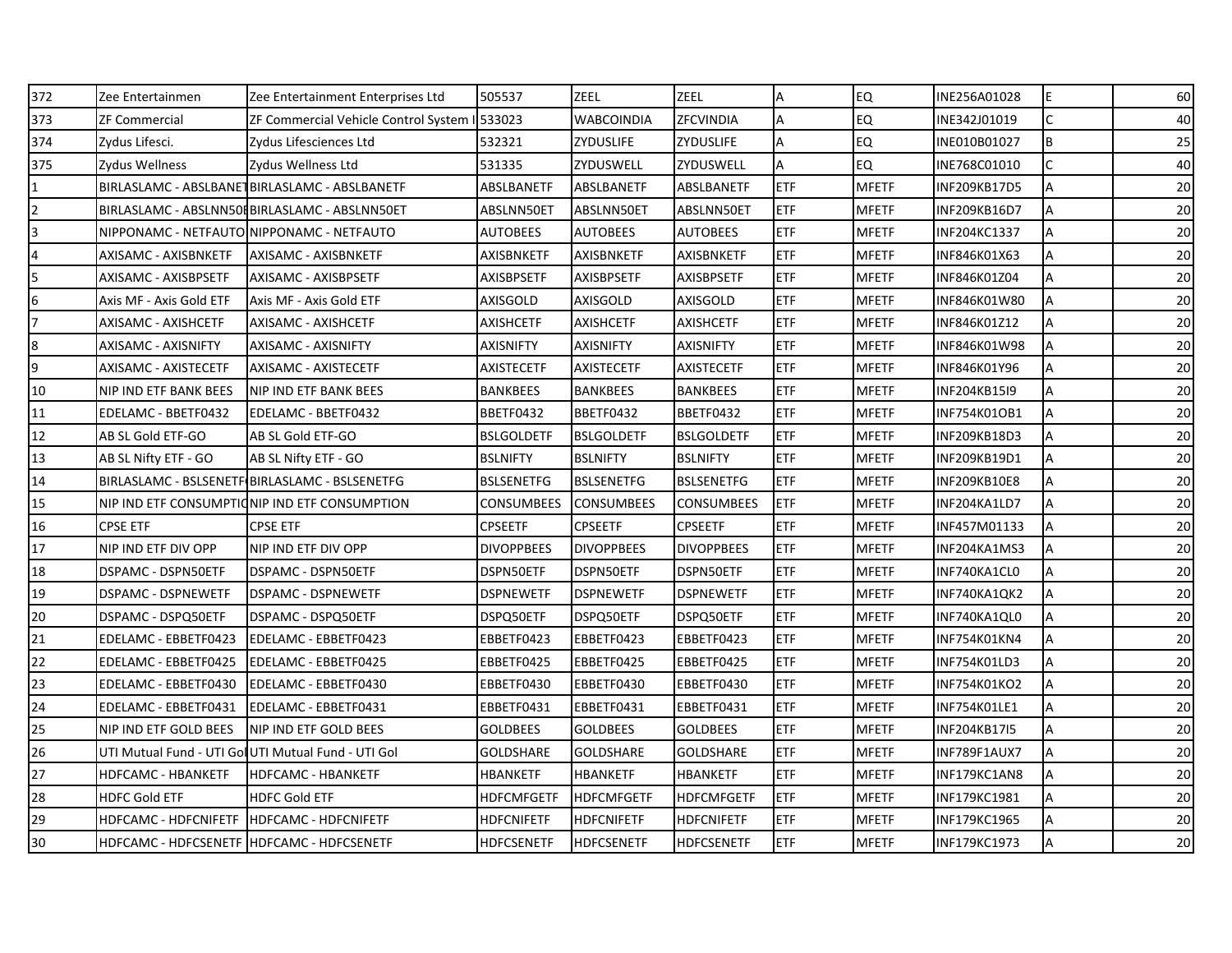| | | | | | | | | | | |
|---|---|---|---|---|---|---|---|---|---|---|
| 372 | Zee Entertainmen | Zee Entertainment Enterprises Ltd | 505537 | ZEEL | ZEEL | A | EQ | INE256A01028 | E | 60 |
| 373 | ZF Commercial | ZF Commercial Vehicle Control System I | 533023 | WABCOINDIA | ZFCVINDIA | A | EQ | INE342J01019 | C | 40 |
| 374 | Zydus Lifesci. | Zydus Lifesciences Ltd | 532321 | ZYDUSLIFE | ZYDUSLIFE | A | EQ | INE010B01027 | B | 25 |
| 375 | Zydus Wellness | Zydus Wellness Ltd | 531335 | ZYDUSWELL | ZYDUSWELL | A | EQ | INE768C01010 | C | 40 |
| 1 | BIRLASLAMC - ABSLBANET | BIRLASLAMC - ABSLBANETF | ABSLBANETF | ABSLBANETF | ABSLBANETF | ETF | MFETF | INF209KB17D5 | A | 20 |
| 2 | BIRLASLAMC - ABSLNN50E | BIRLASLAMC - ABSLNN50ET | ABSLNN50ET | ABSLNN50ET | ABSLNN50ET | ETF | MFETF | INF209KB16D7 | A | 20 |
| 3 | NIPPONAMC - NETFAUTO | NIPPONAMC - NETFAUTO | AUTOBEES | AUTOBEES | AUTOBEES | ETF | MFETF | INF204KC1337 | A | 20 |
| 4 | AXISAMC - AXISBNKETF | AXISAMC - AXISBNKETF | AXISBNKETF | AXISBNKETF | AXISBNKETF | ETF | MFETF | INF846K01X63 | A | 20 |
| 5 | AXISAMC - AXISBPSETF | AXISAMC - AXISBPSETF | AXISBPSETF | AXISBPSETF | AXISBPSETF | ETF | MFETF | INF846K01Z04 | A | 20 |
| 6 | Axis MF - Axis Gold ETF | Axis MF - Axis Gold ETF | AXISGOLD | AXISGOLD | AXISGOLD | ETF | MFETF | INF846K01W80 | A | 20 |
| 7 | AXISAMC - AXISHCETF | AXISAMC - AXISHCETF | AXISHCETF | AXISHCETF | AXISHCETF | ETF | MFETF | INF846K01Z12 | A | 20 |
| 8 | AXISAMC - AXISNIFTY | AXISAMC - AXISNIFTY | AXISNIFTY | AXISNIFTY | AXISNIFTY | ETF | MFETF | INF846K01W98 | A | 20 |
| 9 | AXISAMC - AXISTECETF | AXISAMC - AXISTECETF | AXISTECETF | AXISTECETF | AXISTECETF | ETF | MFETF | INF846K01Y96 | A | 20 |
| 10 | NIP IND ETF BANK BEES | NIP IND ETF BANK BEES | BANKBEES | BANKBEES | BANKBEES | ETF | MFETF | INF204KB15I9 | A | 20 |
| 11 | EDELAMC - BBETF0432 | EDELAMC - BBETF0432 | BBETF0432 | BBETF0432 | BBETF0432 | ETF | MFETF | INF754K01OB1 | A | 20 |
| 12 | AB SL Gold ETF-GO | AB SL Gold ETF-GO | BSLGOLDETF | BSLGOLDETF | BSLGOLDETF | ETF | MFETF | INF209KB18D3 | A | 20 |
| 13 | AB SL Nifty ETF - GO | AB SL Nifty ETF - GO | BSLNIFTY | BSLNIFTY | BSLNIFTY | ETF | MFETF | INF209KB19D1 | A | 20 |
| 14 | BIRLASLAMC - BSLSENETF | BIRLASLAMC - BSLSENETFG | BSLSENETFG | BSLSENETFG | BSLSENETFG | ETF | MFETF | INF209KB10E8 | A | 20 |
| 15 | NIP IND ETF CONSUMPTIO | NIP IND ETF CONSUMPTION | CONSUMBEES | CONSUMBEES | CONSUMBEES | ETF | MFETF | INF204KA1LD7 | A | 20 |
| 16 | CPSE ETF | CPSE ETF | CPSEETF | CPSEETF | CPSEETF | ETF | MFETF | INF457M01133 | A | 20 |
| 17 | NIP IND ETF DIV OPP | NIP IND ETF DIV OPP | DIVOPPBEES | DIVOPPBEES | DIVOPPBEES | ETF | MFETF | INF204KA1MS3 | A | 20 |
| 18 | DSPAMC - DSPN50ETF | DSPAMC - DSPN50ETF | DSPN50ETF | DSPN50ETF | DSPN50ETF | ETF | MFETF | INF740KA1CL0 | A | 20 |
| 19 | DSPAMC - DSPNEWETF | DSPAMC - DSPNEWETF | DSPNEWETF | DSPNEWETF | DSPNEWETF | ETF | MFETF | INF740KA1QK2 | A | 20 |
| 20 | DSPAMC - DSPQ50ETF | DSPAMC - DSPQ50ETF | DSPQ50ETF | DSPQ50ETF | DSPQ50ETF | ETF | MFETF | INF740KA1QL0 | A | 20 |
| 21 | EDELAMC - EBBETF0423 | EDELAMC - EBBETF0423 | EBBETF0423 | EBBETF0423 | EBBETF0423 | ETF | MFETF | INF754K01KN4 | A | 20 |
| 22 | EDELAMC - EBBETF0425 | EDELAMC - EBBETF0425 | EBBETF0425 | EBBETF0425 | EBBETF0425 | ETF | MFETF | INF754K01LD3 | A | 20 |
| 23 | EDELAMC - EBBETF0430 | EDELAMC - EBBETF0430 | EBBETF0430 | EBBETF0430 | EBBETF0430 | ETF | MFETF | INF754K01KO2 | A | 20 |
| 24 | EDELAMC - EBBETF0431 | EDELAMC - EBBETF0431 | EBBETF0431 | EBBETF0431 | EBBETF0431 | ETF | MFETF | INF754K01LE1 | A | 20 |
| 25 | NIP IND ETF GOLD BEES | NIP IND ETF GOLD BEES | GOLDBEES | GOLDBEES | GOLDBEES | ETF | MFETF | INF204KB17I5 | A | 20 |
| 26 | UTI Mutual Fund - UTI Gol | UTI Mutual Fund - UTI Gol | GOLDSHARE | GOLDSHARE | GOLDSHARE | ETF | MFETF | INF789F1AUX7 | A | 20 |
| 27 | HDFCAMC - HBANKETF | HDFCAMC - HBANKETF | HBANKETF | HBANKETF | HBANKETF | ETF | MFETF | INF179KC1AN8 | A | 20 |
| 28 | HDFC Gold ETF | HDFC Gold ETF | HDFCMFGETF | HDFCMFGETF | HDFCMFGETF | ETF | MFETF | INF179KC1981 | A | 20 |
| 29 | HDFCAMC - HDFCNIFETF | HDFCAMC - HDFCNIFETF | HDFCNIFETF | HDFCNIFETF | HDFCNIFETF | ETF | MFETF | INF179KC1965 | A | 20 |
| 30 | HDFCAMC - HDFCSENETF | HDFCAMC - HDFCSENETF | HDFCSENETF | HDFCSENETF | HDFCSENETF | ETF | MFETF | INF179KC1973 | A | 20 |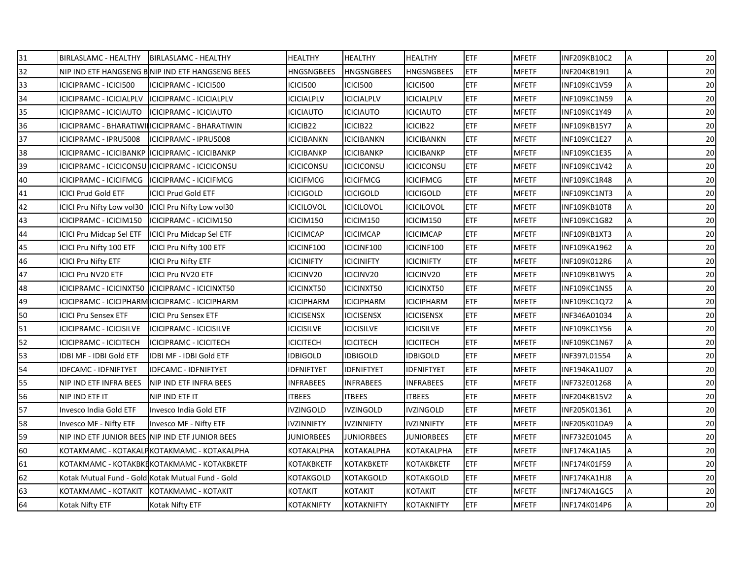| 31 | BIRLASLAMC - HEALTHY | BIRLASLAMC - HEALTHY | HEALTHY | HEALTHY | HEALTHY | ETF | MFETF | INF209KB10C2 | A | 20 |
|---|---|---|---|---|---|---|---|---|---|---|
| 32 | NIP IND ETF HANGSENG B | NIP IND ETF HANGSENG BEES | HNGSNGBEES | HNGSNGBEES | HNGSNGBEES | ETF | MFETF | INF204KB19I1 | A | 20 |
| 33 | ICICIPRAMC - ICICI500 | ICICIPRAMC - ICICI500 | ICICI500 | ICICI500 | ICICI500 | ETF | MFETF | INF109KC1V59 | A | 20 |
| 34 | ICICIPRAMC - ICICIALPLV | ICICIPRAMC - ICICIALPLV | ICICIALPLV | ICICIALPLV | ICICIALPLV | ETF | MFETF | INF109KC1N59 | A | 20 |
| 35 | ICICIPRAMC - ICICIAUTO | ICICIPRAMC - ICICIAUTO | ICICIAUTO | ICICIAUTO | ICICIAUTO | ETF | MFETF | INF109KC1Y49 | A | 20 |
| 36 | ICICIPRAMC - BHARATIWI | ICICIPRAMC - BHARATIWIN | ICICIB22 | ICICIB22 | ICICIB22 | ETF | MFETF | INF109KB15Y7 | A | 20 |
| 37 | ICICIPRAMC - IPRU5008 | ICICIPRAMC - IPRU5008 | ICICIBANKN | ICICIBANKN | ICICIBANKN | ETF | MFETF | INF109KC1E27 | A | 20 |
| 38 | ICICIPRAMC - ICICIBANKP | ICICIPRAMC - ICICIBANKP | ICICIBANKP | ICICIBANKP | ICICIBANKP | ETF | MFETF | INF109KC1E35 | A | 20 |
| 39 | ICICIPRAMC - ICICICONSU | ICICIPRAMC - ICICICONSU | ICICICONSU | ICICICONSU | ICICICONSU | ETF | MFETF | INF109KC1V42 | A | 20 |
| 40 | ICICIPRAMC - ICICIFMCG | ICICIPRAMC - ICICIFMCG | ICICIFMCG | ICICIFMCG | ICICIFMCG | ETF | MFETF | INF109KC1R48 | A | 20 |
| 41 | ICICI Prud Gold ETF | ICICI Prud Gold ETF | ICICIGOLD | ICICIGOLD | ICICIGOLD | ETF | MFETF | INF109KC1NT3 | A | 20 |
| 42 | ICICI Pru Nifty Low vol30 | ICICI Pru Nifty Low vol30 | ICICILOVOL | ICICILOVOL | ICICILOVOL | ETF | MFETF | INF109KB10T8 | A | 20 |
| 43 | ICICIPRAMC - ICICIM150 | ICICIPRAMC - ICICIM150 | ICICIM150 | ICICIM150 | ICICIM150 | ETF | MFETF | INF109KC1G82 | A | 20 |
| 44 | ICICI Pru Midcap Sel ETF | ICICI Pru Midcap Sel ETF | ICICIMCAP | ICICIMCAP | ICICIMCAP | ETF | MFETF | INF109KB1XT3 | A | 20 |
| 45 | ICICI Pru Nifty 100 ETF | ICICI Pru Nifty 100 ETF | ICICINF100 | ICICINF100 | ICICINF100 | ETF | MFETF | INF109KA1962 | A | 20 |
| 46 | ICICI Pru Nifty ETF | ICICI Pru Nifty ETF | ICICINIFTY | ICICINIFTY | ICICINIFTY | ETF | MFETF | INF109K012R6 | A | 20 |
| 47 | ICICI Pru NV20 ETF | ICICI Pru NV20 ETF | ICICINV20 | ICICINV20 | ICICINV20 | ETF | MFETF | INF109KB1WY5 | A | 20 |
| 48 | ICICIPRAMC - ICICINXT50 | ICICIPRAMC - ICICINXT50 | ICICINXT50 | ICICINXT50 | ICICINXT50 | ETF | MFETF | INF109KC1NS5 | A | 20 |
| 49 | ICICIPRAMC - ICICIPHARM | ICICIPRAMC - ICICIPHARM | ICICIPHARM | ICICIPHARM | ICICIPHARM | ETF | MFETF | INF109KC1Q72 | A | 20 |
| 50 | ICICI Pru Sensex ETF | ICICI Pru Sensex ETF | ICICISENSX | ICICISENSX | ICICISENSX | ETF | MFETF | INF346A01034 | A | 20 |
| 51 | ICICIPRAMC - ICICISILVE | ICICIPRAMC - ICICISILVE | ICICISILVE | ICICISILVE | ICICISILVE | ETF | MFETF | INF109KC1Y56 | A | 20 |
| 52 | ICICIPRAMC - ICICITECH | ICICIPRAMC - ICICITECH | ICICITECH | ICICITECH | ICICITECH | ETF | MFETF | INF109KC1N67 | A | 20 |
| 53 | IDBI MF - IDBI Gold ETF | IDBI MF - IDBI Gold ETF | IDBIGOLD | IDBIGOLD | IDBIGOLD | ETF | MFETF | INF397L01554 | A | 20 |
| 54 | IDFCAMC - IDFNIFTYET | IDFCAMC - IDFNIFTYET | IDFNIFTYET | IDFNIFTYET | IDFNIFTYET | ETF | MFETF | INF194KA1U07 | A | 20 |
| 55 | NIP IND ETF INFRA BEES | NIP IND ETF INFRA BEES | INFRABEES | INFRABEES | INFRABEES | ETF | MFETF | INF732E01268 | A | 20 |
| 56 | NIP IND ETF IT | NIP IND ETF IT | ITBEES | ITBEES | ITBEES | ETF | MFETF | INF204KB15V2 | A | 20 |
| 57 | Invesco India Gold ETF | Invesco India Gold ETF | IVZINGOLD | IVZINGOLD | IVZINGOLD | ETF | MFETF | INF205K01361 | A | 20 |
| 58 | Invesco MF - Nifty ETF | Invesco MF - Nifty ETF | IVZINNIFTY | IVZINNIFTY | IVZINNIFTY | ETF | MFETF | INF205K01DA9 | A | 20 |
| 59 | NIP IND ETF JUNIOR BEES | NIP IND ETF JUNIOR BEES | JUNIORBEES | JUNIORBEES | JUNIORBEES | ETF | MFETF | INF732E01045 | A | 20 |
| 60 | KOTAKMAMC - KOTAKALP | KOTAKMAMC - KOTAKALPHA | KOTAKALPHA | KOTAKALPHA | KOTAKALPHA | ETF | MFETF | INF174KA1IA5 | A | 20 |
| 61 | KOTAKMAMC - KOTAKBKE | KOTAKMAMC - KOTAKBKETF | KOTAKBKETF | KOTAKBKETF | KOTAKBKETF | ETF | MFETF | INF174K01F59 | A | 20 |
| 62 | Kotak Mutual Fund - Gold | Kotak Mutual Fund - Gold | KOTAKGOLD | KOTAKGOLD | KOTAKGOLD | ETF | MFETF | INF174KA1HJ8 | A | 20 |
| 63 | KOTAKMAMC - KOTAKIT | KOTAKMAMC - KOTAKIT | KOTAKIT | KOTAKIT | KOTAKIT | ETF | MFETF | INF174KA1GC5 | A | 20 |
| 64 | Kotak Nifty ETF | Kotak Nifty ETF | KOTAKNIFTY | KOTAKNIFTY | KOTAKNIFTY | ETF | MFETF | INF174K014P6 | A | 20 |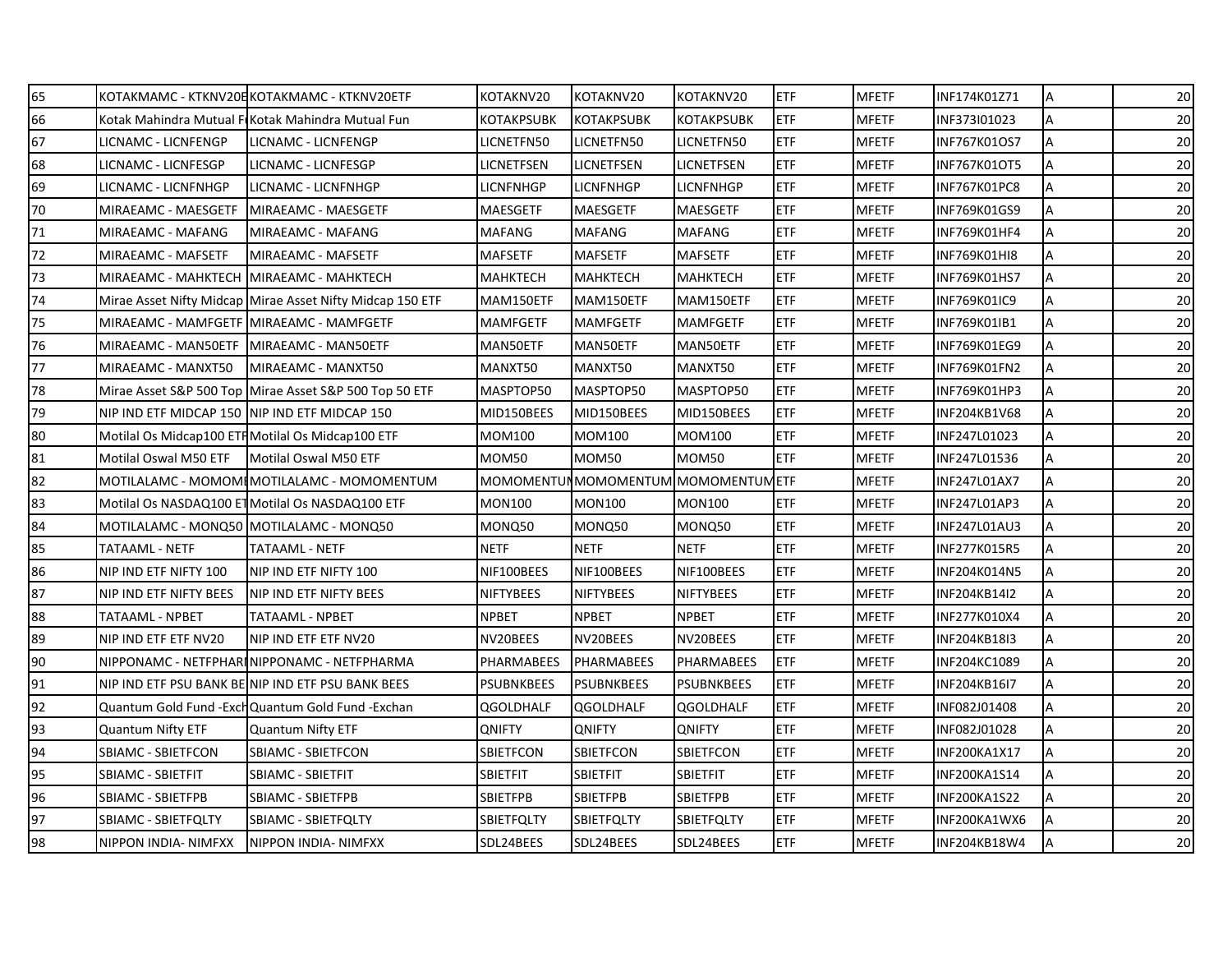| 65 | KOTAKMAMC - KTKNV20E | KOTAKMAMC - KTKNV20ETF | KOTAKNV20 | KOTAKNV20 | KOTAKNV20 | ETF | MFETF | INF174K01Z71 | A | 20 |
|---|---|---|---|---|---|---|---|---|---|---|
| 66 | Kotak Mahindra Mutual F | Kotak Mahindra Mutual Fun | KOTAKPSUBK | KOTAKPSUBK | KOTAKPSUBK | ETF | MFETF | INF373I01023 | A | 20 |
| 67 | LICNAMC - LICNFENGP | LICNAMC - LICNFENGP | LICNETFN50 | LICNETFN50 | LICNETFN50 | ETF | MFETF | INF767K01OS7 | A | 20 |
| 68 | LICNAMC - LICNFESGP | LICNAMC - LICNFESGP | LICNETFSEN | LICNETFSEN | LICNETFSEN | ETF | MFETF | INF767K01OT5 | A | 20 |
| 69 | LICNAMC - LICNFNHGP | LICNAMC - LICNFNHGP | LICNFNHGP | LICNFNHGP | LICNFNHGP | ETF | MFETF | INF767K01PC8 | A | 20 |
| 70 | MIRAEAMC - MAESGETF | MIRAEAMC - MAESGETF | MAESGETF | MAESGETF | MAESGETF | ETF | MFETF | INF769K01GS9 | A | 20 |
| 71 | MIRAEAMC - MAFANG | MIRAEAMC - MAFANG | MAFANG | MAFANG | MAFANG | ETF | MFETF | INF769K01HF4 | A | 20 |
| 72 | MIRAEAMC - MAFSETF | MIRAEAMC - MAFSETF | MAFSETF | MAFSETF | MAFSETF | ETF | MFETF | INF769K01HI8 | A | 20 |
| 73 | MIRAEAMC - MAHKTECH | MIRAEAMC - MAHKTECH | MAHKTECH | MAHKTECH | MAHKTECH | ETF | MFETF | INF769K01HS7 | A | 20 |
| 74 | Mirae Asset Nifty Midcap | Mirae Asset Nifty Midcap 150 ETF | MAM150ETF | MAM150ETF | MAM150ETF | ETF | MFETF | INF769K01IC9 | A | 20 |
| 75 | MIRAEAMC - MAMFGETF | MIRAEAMC - MAMFGETF | MAMFGETF | MAMFGETF | MAMFGETF | ETF | MFETF | INF769K01IB1 | A | 20 |
| 76 | MIRAEAMC - MAN50ETF | MIRAEAMC - MAN50ETF | MAN50ETF | MAN50ETF | MAN50ETF | ETF | MFETF | INF769K01EG9 | A | 20 |
| 77 | MIRAEAMC - MANXT50 | MIRAEAMC - MANXT50 | MANXT50 | MANXT50 | MANXT50 | ETF | MFETF | INF769K01FN2 | A | 20 |
| 78 | Mirae Asset S&P 500 Top | Mirae Asset S&P 500 Top 50 ETF | MASPTOP50 | MASPTOP50 | MASPTOP50 | ETF | MFETF | INF769K01HP3 | A | 20 |
| 79 | NIP IND ETF MIDCAP 150 | NIP IND ETF MIDCAP 150 | MID150BEES | MID150BEES | MID150BEES | ETF | MFETF | INF204KB1V68 | A | 20 |
| 80 | Motilal Os Midcap100 ETF | Motilal Os Midcap100 ETF | MOM100 | MOM100 | MOM100 | ETF | MFETF | INF247L01023 | A | 20 |
| 81 | Motilal Oswal M50 ETF | Motilal Oswal M50 ETF | MOM50 | MOM50 | MOM50 | ETF | MFETF | INF247L01536 | A | 20 |
| 82 | MOTILALAMC - MOMOME | MOTILALAMC - MOMOMENTUM | MOMOMENTUM | MOMOMENTUM | MOMOMENTUM | ETF | MFETF | INF247L01AX7 | A | 20 |
| 83 | Motilal Os NASDAQ100 ET | Motilal Os NASDAQ100 ETF | MON100 | MON100 | MON100 | ETF | MFETF | INF247L01AP3 | A | 20 |
| 84 | MOTILALAMC - MONQ50 | MOTILALAMC - MONQ50 | MONQ50 | MONQ50 | MONQ50 | ETF | MFETF | INF247L01AU3 | A | 20 |
| 85 | TATAAML - NETF | TATAAML - NETF | NETF | NETF | NETF | ETF | MFETF | INF277K015R5 | A | 20 |
| 86 | NIP IND ETF NIFTY 100 | NIP IND ETF NIFTY 100 | NIF100BEES | NIF100BEES | NIF100BEES | ETF | MFETF | INF204K014N5 | A | 20 |
| 87 | NIP IND ETF NIFTY BEES | NIP IND ETF NIFTY BEES | NIFTYBEES | NIFTYBEES | NIFTYBEES | ETF | MFETF | INF204KB14I2 | A | 20 |
| 88 | TATAAML - NPBET | TATAAML - NPBET | NPBET | NPBET | NPBET | ETF | MFETF | INF277K010X4 | A | 20 |
| 89 | NIP IND ETF ETF NV20 | NIP IND ETF ETF NV20 | NV20BEES | NV20BEES | NV20BEES | ETF | MFETF | INF204KB18I3 | A | 20 |
| 90 | NIPPONAMC - NETFPHAR | NIPPONAMC - NETFPHARMA | PHARMABEES | PHARMABEES | PHARMABEES | ETF | MFETF | INF204KC1089 | A | 20 |
| 91 | NIP IND ETF PSU BANK BE | NIP IND ETF PSU BANK BEES | PSUBNKBEES | PSUBNKBEES | PSUBNKBEES | ETF | MFETF | INF204KB16I7 | A | 20 |
| 92 | Quantum Gold Fund -Exch | Quantum Gold Fund -Exchan | QGOLDHALF | QGOLDHALF | QGOLDHALF | ETF | MFETF | INF082J01408 | A | 20 |
| 93 | Quantum Nifty ETF | Quantum Nifty ETF | QNIFTY | QNIFTY | QNIFTY | ETF | MFETF | INF082J01028 | A | 20 |
| 94 | SBIAMC - SBIETFCON | SBIAMC - SBIETFCON | SBIETFCON | SBIETFCON | SBIETFCON | ETF | MFETF | INF200KA1X17 | A | 20 |
| 95 | SBIAMC - SBIETFIT | SBIAMC - SBIETFIT | SBIETFIT | SBIETFIT | SBIETFIT | ETF | MFETF | INF200KA1S14 | A | 20 |
| 96 | SBIAMC - SBIETFPB | SBIAMC - SBIETFPB | SBIETFPB | SBIETFPB | SBIETFPB | ETF | MFETF | INF200KA1S22 | A | 20 |
| 97 | SBIAMC - SBIETFQLTY | SBIAMC - SBIETFQLTY | SBIETFQLTY | SBIETFQLTY | SBIETFQLTY | ETF | MFETF | INF200KA1WX6 | A | 20 |
| 98 | NIPPON INDIA- NIMFXX | NIPPON INDIA- NIMFXX | SDL24BEES | SDL24BEES | SDL24BEES | ETF | MFETF | INF204KB18W4 | A | 20 |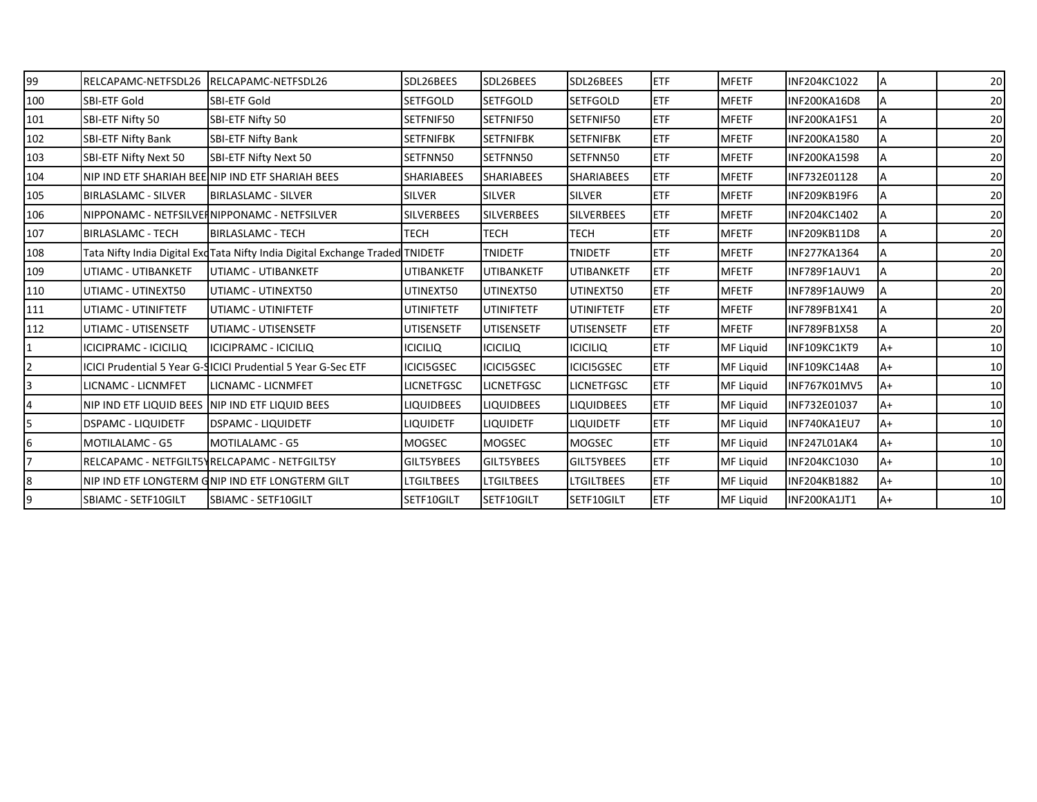| | | | | | | | | | | |
|---|---|---|---|---|---|---|---|---|---|---|
| 99 | RELCAPAMC-NETFSDL26 | RELCAPAMC-NETFSDL26 | SDL26BEES | SDL26BEES | SDL26BEES | ETF | MFETF | INF204KC1022 | A | 20 |
| 100 | SBI-ETF Gold | SBI-ETF Gold | SETFGOLD | SETFGOLD | SETFGOLD | ETF | MFETF | INF200KA16D8 | A | 20 |
| 101 | SBI-ETF Nifty 50 | SBI-ETF Nifty 50 | SETFNIF50 | SETFNIF50 | SETFNIF50 | ETF | MFETF | INF200KA1FS1 | A | 20 |
| 102 | SBI-ETF Nifty Bank | SBI-ETF Nifty Bank | SETFNIFBK | SETFNIFBK | SETFNIFBK | ETF | MFETF | INF200KA1580 | A | 20 |
| 103 | SBI-ETF Nifty Next 50 | SBI-ETF Nifty Next 50 | SETFNN50 | SETFNN50 | SETFNN50 | ETF | MFETF | INF200KA1598 | A | 20 |
| 104 | NIP IND ETF SHARIAH BEE | NIP IND ETF SHARIAH BEES | SHARIABEES | SHARIABEES | SHARIABEES | ETF | MFETF | INF732E01128 | A | 20 |
| 105 | BIRLASLAMC - SILVER | BIRLASLAMC - SILVER | SILVER | SILVER | SILVER | ETF | MFETF | INF209KB19F6 | A | 20 |
| 106 | NIPPONAMC - NETFSILVEF | NIPPONAMC - NETFSILVER | SILVERBEES | SILVERBEES | SILVERBEES | ETF | MFETF | INF204KC1402 | A | 20 |
| 107 | BIRLASLAMC - TECH | BIRLASLAMC - TECH | TECH | TECH | TECH | ETF | MFETF | INF209KB11D8 | A | 20 |
| 108 | Tata Nifty India Digital Exc | Tata Nifty India Digital Exchange Traded | TNIDETF | TNIDETF | TNIDETF | ETF | MFETF | INF277KA1364 | A | 20 |
| 109 | UTIAMC - UTIBANKETF | UTIAMC - UTIBANKETF | UTIBANKETF | UTIBANKETF | UTIBANKETF | ETF | MFETF | INF789F1AUV1 | A | 20 |
| 110 | UTIAMC - UTINEXT50 | UTIAMC - UTINEXT50 | UTINEXT50 | UTINEXT50 | UTINEXT50 | ETF | MFETF | INF789F1AUW9 | A | 20 |
| 111 | UTIAMC - UTINIFTETF | UTIAMC - UTINIFTETF | UTINIFTETF | UTINIFTETF | UTINIFTETF | ETF | MFETF | INF789FB1X41 | A | 20 |
| 112 | UTIAMC - UTISENSETF | UTIAMC - UTISENSETF | UTISENSETF | UTISENSETF | UTISENSETF | ETF | MFETF | INF789FB1X58 | A | 20 |
| 1 | ICICIPRAMC - ICICILIQ | ICICIPRAMC - ICICILIQ | ICICILIQ | ICICILIQ | ICICILIQ | ETF | MF Liquid | INF109KC1KT9 | A+ | 10 |
| 2 | ICICI Prudential 5 Year G-S | ICICI Prudential 5 Year G-Sec ETF | ICICI5GSEC | ICICI5GSEC | ICICI5GSEC | ETF | MF Liquid | INF109KC14A8 | A+ | 10 |
| 3 | LICNAMC - LICNMFET | LICNAMC - LICNMFET | LICNETFGSC | LICNETFGSC | LICNETFGSC | ETF | MF Liquid | INF767K01MV5 | A+ | 10 |
| 4 | NIP IND ETF LIQUID BEES | NIP IND ETF LIQUID BEES | LIQUIDBEES | LIQUIDBEES | LIQUIDBEES | ETF | MF Liquid | INF732E01037 | A+ | 10 |
| 5 | DSPAMC - LIQUIDETF | DSPAMC - LIQUIDETF | LIQUIDETF | LIQUIDETF | LIQUIDETF | ETF | MF Liquid | INF740KA1EU7 | A+ | 10 |
| 6 | MOTILALAMC - G5 | MOTILALAMC - G5 | MOGSEC | MOGSEC | MOGSEC | ETF | MF Liquid | INF247L01AK4 | A+ | 10 |
| 7 | RELCAPAMC - NETFGILT5Y | RELCAPAMC - NETFGILT5Y | GILT5YBEES | GILT5YBEES | GILT5YBEES | ETF | MF Liquid | INF204KC1030 | A+ | 10 |
| 8 | NIP IND ETF LONGTERM G | NIP IND ETF LONGTERM GILT | LTGILTBEES | LTGILTBEES | LTGILTBEES | ETF | MF Liquid | INF204KB1882 | A+ | 10 |
| 9 | SBIAMC - SETF10GILT | SBIAMC - SETF10GILT | SETF10GILT | SETF10GILT | SETF10GILT | ETF | MF Liquid | INF200KA1JT1 | A+ | 10 |